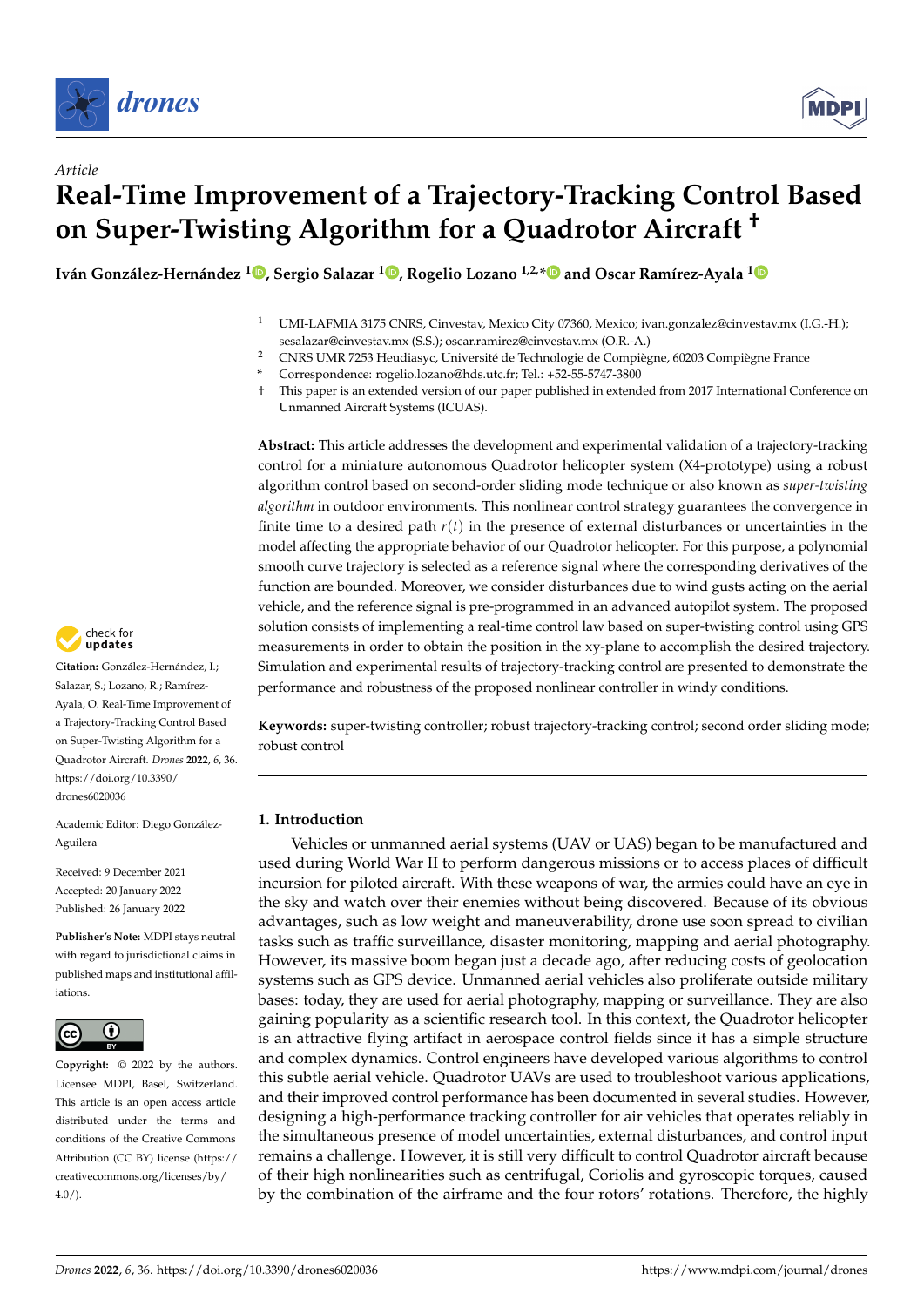Article

# Real-Time Improvement of a Trajectory-Tracking Control Based on Super-Twisting Algorithm for a Quadrotor Aircraft †

**Iván González-Hernández [1], Sergio Salazar [1], Rogelio Lozano [1,2,*] and Oscar Ramírez-Ayala [1]**

[1] UMI-LAFMIA 3175 CNRS, Cinvestav, Mexico City 07360, Mexico; ivan.gonzalez@cinvestav.mx (I.G.-H.); sesalazar@cinvestav.mx (S.S.); oscar.ramirez@cinvestav.mx (O.R.-A.)

[2] CNRS UMR 7253 Heudiasyc, Université de Technologie de Compiègne, 60203 Compiègne France

\* Correspondence: rogelio.lozano@hds.utc.fr; Tel.: +52-55-5747-3800

† This paper is an extended version of our paper published in extended from 2017 International Conference on Unmanned Aircraft Systems (ICUAS).

**Abstract:** This article addresses the development and experimental validation of a trajectory-tracking control for a miniature autonomous Quadrotor helicopter system (X4-prototype) using a robust algorithm control based on second-order sliding mode technique or also known as *super-twisting algorithm* in outdoor environments. This nonlinear control strategy guarantees the convergence in finite time to a desired path $r(t)$ in the presence of external disturbances or uncertainties in the model affecting the appropriate behavior of our Quadrotor helicopter. For this purpose, a polynomial smooth curve trajectory is selected as a reference signal where the corresponding derivatives of the function are bounded. Moreover, we consider disturbances due to wind gusts acting on the aerial vehicle, and the reference signal is pre-programmed in an advanced autopilot system. The proposed solution consists of implementing a real-time control law based on super-twisting control using GPS measurements in order to obtain the position in the xy-plane to accomplish the desired trajectory. Simulation and experimental results of trajectory-tracking control are presented to demonstrate the performance and robustness of the proposed nonlinear controller in windy conditions.

**Keywords:** super-twisting controller; robust trajectory-tracking control; second order sliding mode; robust control

**Citation:** González-Hernández, I.; Salazar, S.; Lozano, R.; Ramírez-Ayala, O. Real-Time Improvement of a Trajectory-Tracking Control Based on Super-Twisting Algorithm for a Quadrotor Aircraft. *Drones* **2022**, *6*, 36. https://doi.org/10.3390/drones6020036

Academic Editor: Diego González-Aguilera

Received: 9 December 2021
Accepted: 20 January 2022
Published: 26 January 2022

**Publisher's Note:** MDPI stays neutral with regard to jurisdictional claims in published maps and institutional affiliations.

**Copyright:** © 2022 by the authors. Licensee MDPI, Basel, Switzerland. This article is an open access article distributed under the terms and conditions of the Creative Commons Attribution (CC BY) license (https://creativecommons.org/licenses/by/4.0/).

## 1. Introduction

Vehicles or unmanned aerial systems (UAV or UAS) began to be manufactured and used during World War II to perform dangerous missions or to access places of difficult incursion for piloted aircraft. With these weapons of war, the armies could have an eye in the sky and watch over their enemies without being discovered. Because of its obvious advantages, such as low weight and maneuverability, drone use soon spread to civilian tasks such as traffic surveillance, disaster monitoring, mapping and aerial photography. However, its massive boom began just a decade ago, after reducing costs of geolocation systems such as GPS device. Unmanned aerial vehicles also proliferate outside military bases: today, they are used for aerial photography, mapping or surveillance. They are also gaining popularity as a scientific research tool. In this context, the Quadrotor helicopter is an attractive flying artifact in aerospace control fields since it has a simple structure and complex dynamics. Control engineers have developed various algorithms to control this subtle aerial vehicle. Quadrotor UAVs are used to troubleshoot various applications, and their improved control performance has been documented in several studies. However, designing a high-performance tracking controller for air vehicles that operates reliably in the simultaneous presence of model uncertainties, external disturbances, and control input remains a challenge. However, it is still very difficult to control Quadrotor aircraft because of their high nonlinearities such as centrifugal, Coriolis and gyroscopic torques, caused by the combination of the airframe and the four rotors' rotations. Therefore, the highly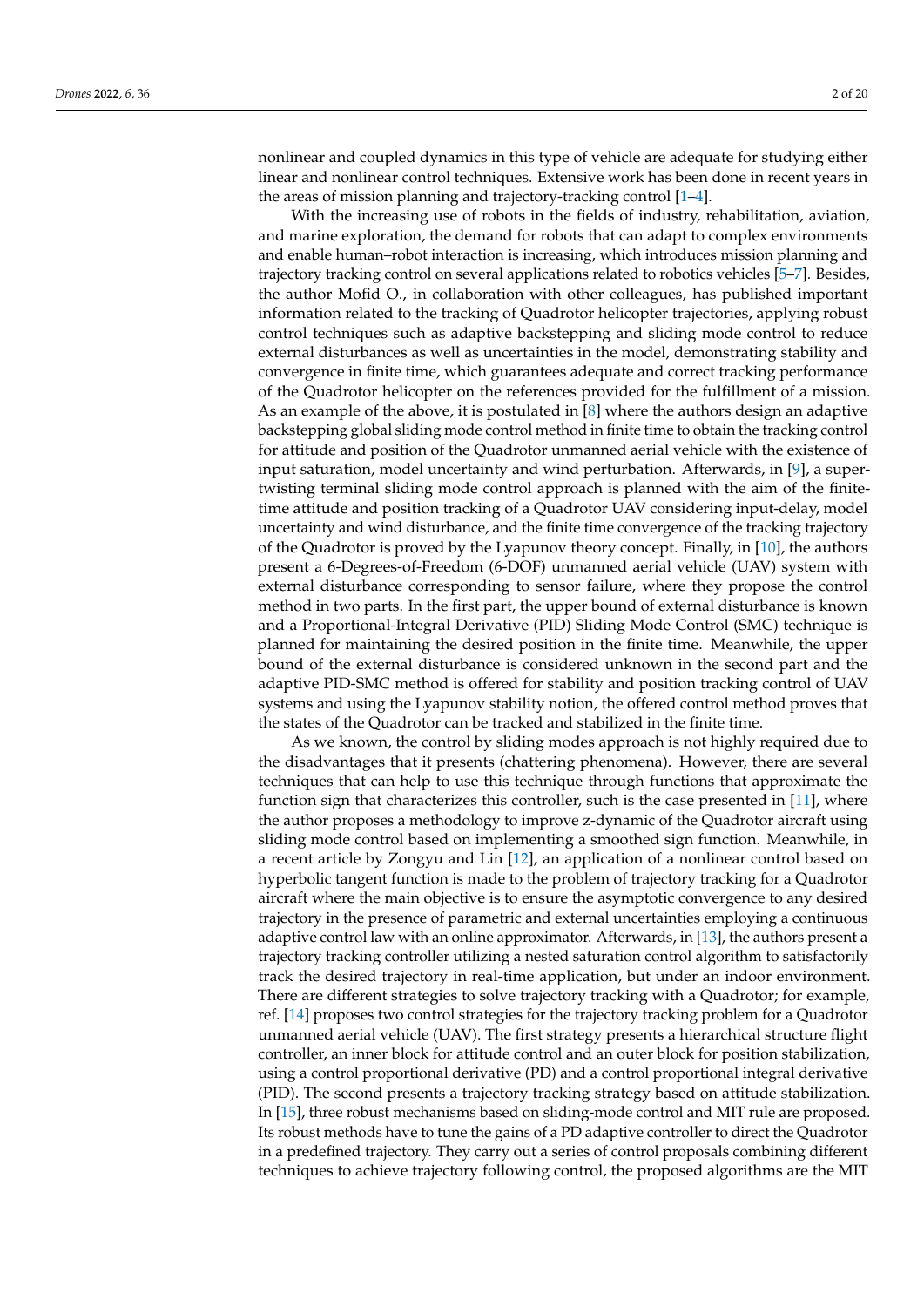nonlinear and coupled dynamics in this type of vehicle are adequate for studying either linear and nonlinear control techniques. Extensive work has been done in recent years in the areas of mission planning and trajectory-tracking control [1–4].

With the increasing use of robots in the fields of industry, rehabilitation, aviation, and marine exploration, the demand for robots that can adapt to complex environments and enable human–robot interaction is increasing, which introduces mission planning and trajectory tracking control on several applications related to robotics vehicles [5–7]. Besides, the author Mofid O., in collaboration with other colleagues, has published important information related to the tracking of Quadrotor helicopter trajectories, applying robust control techniques such as adaptive backstepping and sliding mode control to reduce external disturbances as well as uncertainties in the model, demonstrating stability and convergence in finite time, which guarantees adequate and correct tracking performance of the Quadrotor helicopter on the references provided for the fulfillment of a mission. As an example of the above, it is postulated in [8] where the authors design an adaptive backstepping global sliding mode control method in finite time to obtain the tracking control for attitude and position of the Quadrotor unmanned aerial vehicle with the existence of input saturation, model uncertainty and wind perturbation. Afterwards, in [9], a super-twisting terminal sliding mode control approach is planned with the aim of the finite-time attitude and position tracking of a Quadrotor UAV considering input-delay, model uncertainty and wind disturbance, and the finite time convergence of the tracking trajectory of the Quadrotor is proved by the Lyapunov theory concept. Finally, in [10], the authors present a 6-Degrees-of-Freedom (6-DOF) unmanned aerial vehicle (UAV) system with external disturbance corresponding to sensor failure, where they propose the control method in two parts. In the first part, the upper bound of external disturbance is known and a Proportional-Integral Derivative (PID) Sliding Mode Control (SMC) technique is planned for maintaining the desired position in the finite time. Meanwhile, the upper bound of the external disturbance is considered unknown in the second part and the adaptive PID-SMC method is offered for stability and position tracking control of UAV systems and using the Lyapunov stability notion, the offered control method proves that the states of the Quadrotor can be tracked and stabilized in the finite time.

As we known, the control by sliding modes approach is not highly required due to the disadvantages that it presents (chattering phenomena). However, there are several techniques that can help to use this technique through functions that approximate the function sign that characterizes this controller, such is the case presented in [11], where the author proposes a methodology to improve z-dynamic of the Quadrotor aircraft using sliding mode control based on implementing a smoothed sign function. Meanwhile, in a recent article by Zongyu and Lin [12], an application of a nonlinear control based on hyperbolic tangent function is made to the problem of trajectory tracking for a Quadrotor aircraft where the main objective is to ensure the asymptotic convergence to any desired trajectory in the presence of parametric and external uncertainties employing a continuous adaptive control law with an online approximator. Afterwards, in [13], the authors present a trajectory tracking controller utilizing a nested saturation control algorithm to satisfactorily track the desired trajectory in real-time application, but under an indoor environment. There are different strategies to solve trajectory tracking with a Quadrotor; for example, ref. [14] proposes two control strategies for the trajectory tracking problem for a Quadrotor unmanned aerial vehicle (UAV). The first strategy presents a hierarchical structure flight controller, an inner block for attitude control and an outer block for position stabilization, using a control proportional derivative (PD) and a control proportional integral derivative (PID). The second presents a trajectory tracking strategy based on attitude stabilization. In [15], three robust mechanisms based on sliding-mode control and MIT rule are proposed. Its robust methods have to tune the gains of a PD adaptive controller to direct the Quadrotor in a predefined trajectory. They carry out a series of control proposals combining different techniques to achieve trajectory following control, the proposed algorithms are the MIT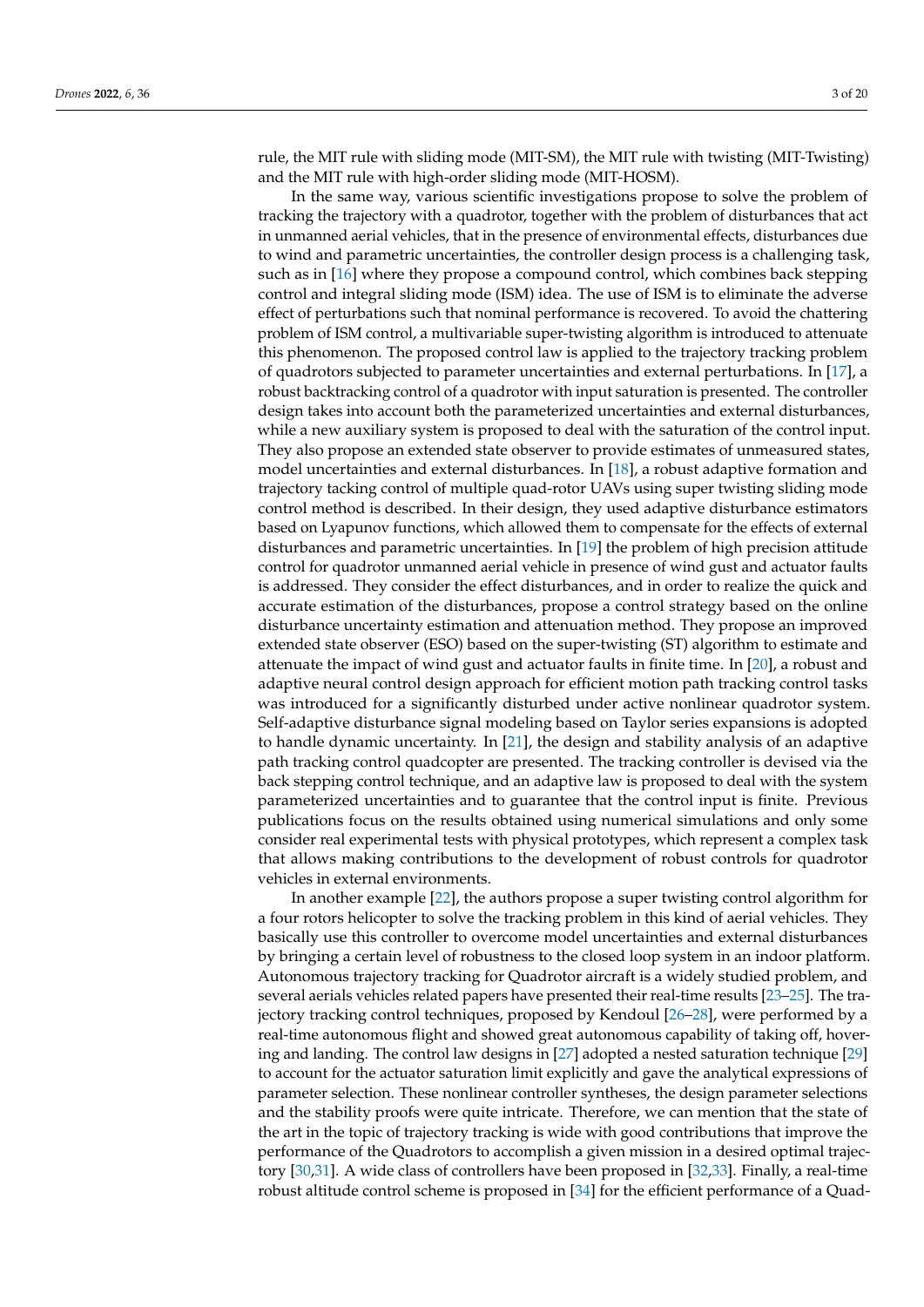rule, the MIT rule with sliding mode (MIT-SM), the MIT rule with twisting (MIT-Twisting) and the MIT rule with high-order sliding mode (MIT-HOSM).

In the same way, various scientific investigations propose to solve the problem of tracking the trajectory with a quadrotor, together with the problem of disturbances that act in unmanned aerial vehicles, that in the presence of environmental effects, disturbances due to wind and parametric uncertainties, the controller design process is a challenging task, such as in [16] where they propose a compound control, which combines back stepping control and integral sliding mode (ISM) idea. The use of ISM is to eliminate the adverse effect of perturbations such that nominal performance is recovered. To avoid the chattering problem of ISM control, a multivariable super-twisting algorithm is introduced to attenuate this phenomenon. The proposed control law is applied to the trajectory tracking problem of quadrotors subjected to parameter uncertainties and external perturbations. In [17], a robust backtracking control of a quadrotor with input saturation is presented. The controller design takes into account both the parameterized uncertainties and external disturbances, while a new auxiliary system is proposed to deal with the saturation of the control input. They also propose an extended state observer to provide estimates of unmeasured states, model uncertainties and external disturbances. In [18], a robust adaptive formation and trajectory tacking control of multiple quad-rotor UAVs using super twisting sliding mode control method is described. In their design, they used adaptive disturbance estimators based on Lyapunov functions, which allowed them to compensate for the effects of external disturbances and parametric uncertainties. In [19] the problem of high precision attitude control for quadrotor unmanned aerial vehicle in presence of wind gust and actuator faults is addressed. They consider the effect disturbances, and in order to realize the quick and accurate estimation of the disturbances, propose a control strategy based on the online disturbance uncertainty estimation and attenuation method. They propose an improved extended state observer (ESO) based on the super-twisting (ST) algorithm to estimate and attenuate the impact of wind gust and actuator faults in finite time. In [20], a robust and adaptive neural control design approach for efficient motion path tracking control tasks was introduced for a significantly disturbed under active nonlinear quadrotor system. Self-adaptive disturbance signal modeling based on Taylor series expansions is adopted to handle dynamic uncertainty. In [21], the design and stability analysis of an adaptive path tracking control quadcopter are presented. The tracking controller is devised via the back stepping control technique, and an adaptive law is proposed to deal with the system parameterized uncertainties and to guarantee that the control input is finite. Previous publications focus on the results obtained using numerical simulations and only some consider real experimental tests with physical prototypes, which represent a complex task that allows making contributions to the development of robust controls for quadrotor vehicles in external environments.

In another example [22], the authors propose a super twisting control algorithm for a four rotors helicopter to solve the tracking problem in this kind of aerial vehicles. They basically use this controller to overcome model uncertainties and external disturbances by bringing a certain level of robustness to the closed loop system in an indoor platform. Autonomous trajectory tracking for Quadrotor aircraft is a widely studied problem, and several aerials vehicles related papers have presented their real-time results [23–25]. The trajectory tracking control techniques, proposed by Kendoul [26–28], were performed by a real-time autonomous flight and showed great autonomous capability of taking off, hovering and landing. The control law designs in [27] adopted a nested saturation technique [29] to account for the actuator saturation limit explicitly and gave the analytical expressions of parameter selection. These nonlinear controller syntheses, the design parameter selections and the stability proofs were quite intricate. Therefore, we can mention that the state of the art in the topic of trajectory tracking is wide with good contributions that improve the performance of the Quadrotors to accomplish a given mission in a desired optimal trajectory [30,31]. A wide class of controllers have been proposed in [32,33]. Finally, a real-time robust altitude control scheme is proposed in [34] for the efficient performance of a Quad-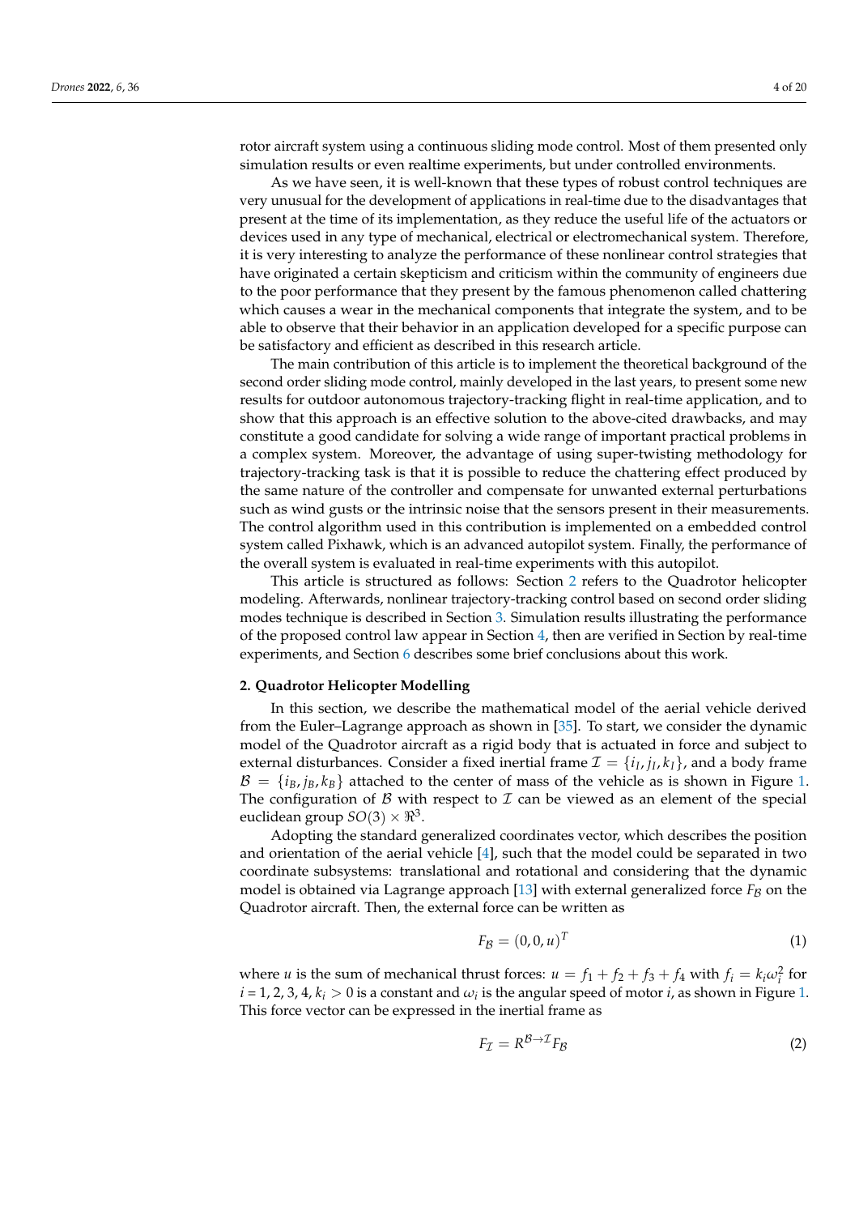rotor aircraft system using a continuous sliding mode control. Most of them presented only simulation results or even realtime experiments, but under controlled environments.

As we have seen, it is well-known that these types of robust control techniques are very unusual for the development of applications in real-time due to the disadvantages that present at the time of its implementation, as they reduce the useful life of the actuators or devices used in any type of mechanical, electrical or electromechanical system. Therefore, it is very interesting to analyze the performance of these nonlinear control strategies that have originated a certain skepticism and criticism within the community of engineers due to the poor performance that they present by the famous phenomenon called chattering which causes a wear in the mechanical components that integrate the system, and to be able to observe that their behavior in an application developed for a specific purpose can be satisfactory and efficient as described in this research article.

The main contribution of this article is to implement the theoretical background of the second order sliding mode control, mainly developed in the last years, to present some new results for outdoor autonomous trajectory-tracking flight in real-time application, and to show that this approach is an effective solution to the above-cited drawbacks, and may constitute a good candidate for solving a wide range of important practical problems in a complex system. Moreover, the advantage of using super-twisting methodology for trajectory-tracking task is that it is possible to reduce the chattering effect produced by the same nature of the controller and compensate for unwanted external perturbations such as wind gusts or the intrinsic noise that the sensors present in their measurements. The control algorithm used in this contribution is implemented on a embedded control system called Pixhawk, which is an advanced autopilot system. Finally, the performance of the overall system is evaluated in real-time experiments with this autopilot.

This article is structured as follows: Section 2 refers to the Quadrotor helicopter modeling. Afterwards, nonlinear trajectory-tracking control based on second order sliding modes technique is described in Section 3. Simulation results illustrating the performance of the proposed control law appear in Section 4, then are verified in Section by real-time experiments, and Section 6 describes some brief conclusions about this work.

## 2. Quadrotor Helicopter Modelling

In this section, we describe the mathematical model of the aerial vehicle derived from the Euler–Lagrange approach as shown in [35]. To start, we consider the dynamic model of the Quadrotor aircraft as a rigid body that is actuated in force and subject to external disturbances. Consider a fixed inertial frame $\mathcal{I} = \{i_I, j_I, k_I\}$, and a body frame $\mathcal{B} = \{i_B, j_B, k_B\}$ attached to the center of mass of the vehicle as is shown in Figure 1. The configuration of $\mathcal{B}$ with respect to $\mathcal{I}$ can be viewed as an element of the special euclidean group $SO(3) \times \Re^3$.

Adopting the standard generalized coordinates vector, which describes the position and orientation of the aerial vehicle [4], such that the model could be separated in two coordinate subsystems: translational and rotational and considering that the dynamic model is obtained via Lagrange approach [13] with external generalized force $F_{\mathcal{B}}$ on the Quadrotor aircraft. Then, the external force can be written as

$$F_{\mathcal{B}} = (0, 0, u)^T \tag{1}$$

where $u$ is the sum of mechanical thrust forces: $u = f_1 + f_2 + f_3 + f_4$ with $f_i = k_i\omega_i^2$ for $i = 1, 2, 3, 4$, $k_i > 0$ is a constant and $\omega_i$ is the angular speed of motor $i$, as shown in Figure 1. This force vector can be expressed in the inertial frame as

$$F_{\mathcal{I}} = R^{\mathcal{B}\to\mathcal{I}} F_{\mathcal{B}} \tag{2}$$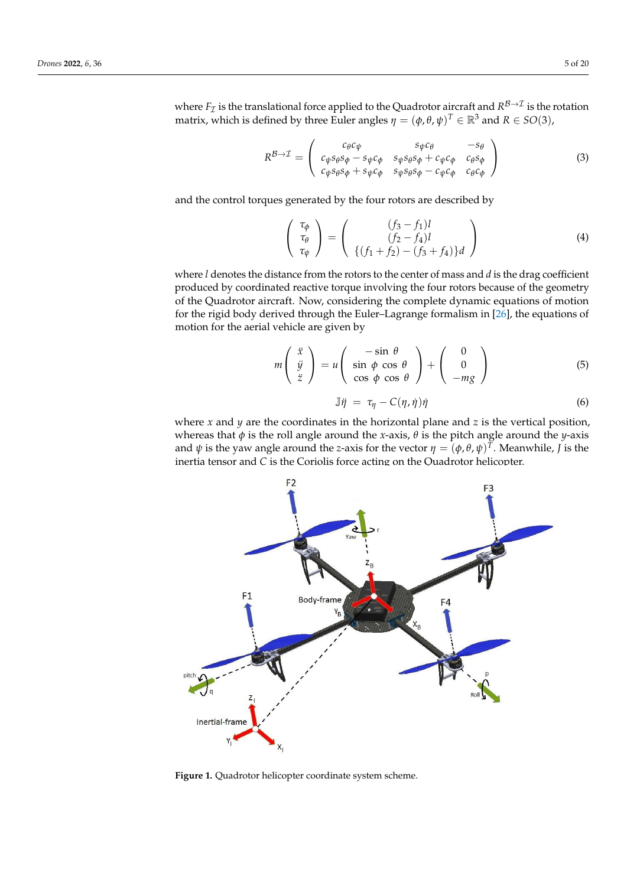where $F_{\mathcal{I}}$ is the translational force applied to the Quadrotor aircraft and $R^{\mathcal{B}\to\mathcal{I}}$ is the rotation matrix, which is defined by three Euler angles $\eta = (\phi, \theta, \psi)^T \in \mathbb{R}^3$ and $R \in SO(3)$,

$$R^{\mathcal{B}\to\mathcal{I}} = \begin{pmatrix} c_\theta c_\psi & s_\psi c_\theta & -s_\theta \\ c_\psi s_\theta s_\phi - s_\psi c_\phi & s_\psi s_\theta s_\phi + c_\psi c_\phi & c_\theta s_\phi \\ c_\psi s_\theta s_\phi + s_\psi c_\phi & s_\psi s_\theta s_\phi - c_\psi c_\phi & c_\theta c_\phi \end{pmatrix} \tag{3}$$

and the control torques generated by the four rotors are described by

$$\begin{pmatrix} \tau_\phi \\ \tau_\theta \\ \tau_\psi \end{pmatrix} = \begin{pmatrix} (f_3 - f_1)l \\ (f_2 - f_4)l \\ \{(f_1 + f_2) - (f_3 + f_4)\}d \end{pmatrix} \tag{4}$$

where $l$ denotes the distance from the rotors to the center of mass and $d$ is the drag coefficient produced by coordinated reactive torque involving the four rotors because of the geometry of the Quadrotor aircraft. Now, considering the complete dynamic equations of motion for the rigid body derived through the Euler–Lagrange formalism in [26], the equations of motion for the aerial vehicle are given by

$$m \begin{pmatrix} \ddot{x} \\ \ddot{y} \\ \ddot{z} \end{pmatrix} = u \begin{pmatrix} -\sin\,\theta \\ \sin\,\phi\,\cos\,\theta \\ \cos\,\phi\,\cos\,\theta \end{pmatrix} + \begin{pmatrix} 0 \\ 0 \\ -mg \end{pmatrix} \tag{5}$$

$$\mathbb{J}\ddot{\eta} = \tau_\eta - C(\eta, \dot{\eta})\dot{\eta} \tag{6}$$

where $x$ and $y$ are the coordinates in the horizontal plane and $z$ is the vertical position, whereas that $\phi$ is the roll angle around the $x$-axis, $\theta$ is the pitch angle around the $y$-axis and $\psi$ is the yaw angle around the $z$-axis for the vector $\eta = (\phi, \theta, \psi)^T$. Meanwhile, $J$ is the inertia tensor and $C$ is the Coriolis force acting on the Quadrotor helicopter.

**Figure 1.** Quadrotor helicopter coordinate system scheme.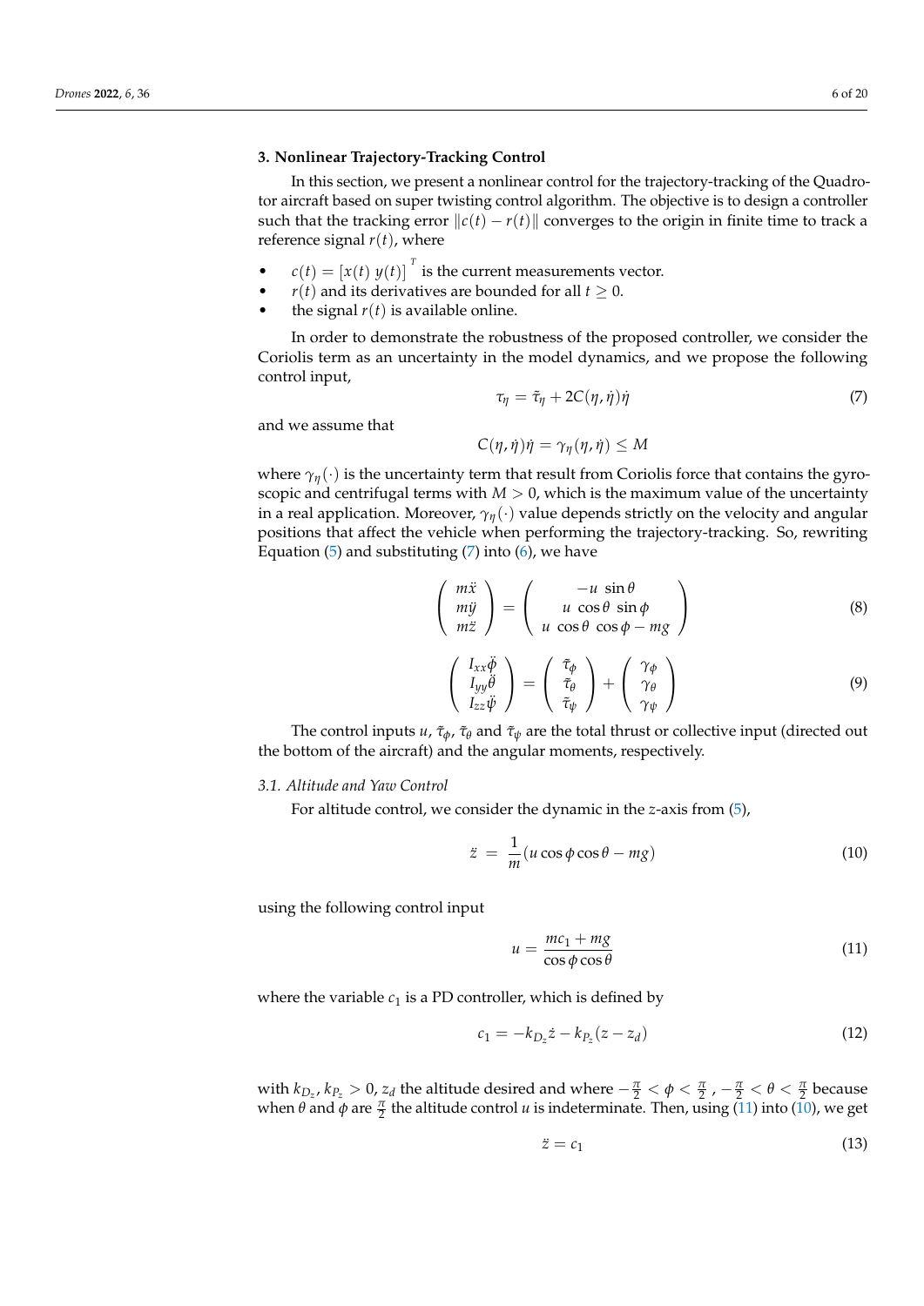## 3. Nonlinear Trajectory-Tracking Control

In this section, we present a nonlinear control for the trajectory-tracking of the Quadrotor aircraft based on super twisting control algorithm. The objective is to design a controller such that the tracking error $\|c(t) - r(t)\|$ converges to the origin in finite time to track a reference signal $r(t)$, where

- $c(t) = [x(t)\ y(t)]^T$ is the current measurements vector.
- $r(t)$ and its derivatives are bounded for all $t \geq 0$.
- the signal $r(t)$ is available online.

In order to demonstrate the robustness of the proposed controller, we consider the Coriolis term as an uncertainty in the model dynamics, and we propose the following control input,

$$\tau_\eta = \tilde{\tau}_\eta + 2C(\eta, \dot{\eta})\dot{\eta} \tag{7}$$

and we assume that

$$C(\eta, \dot{\eta})\dot{\eta} = \gamma_\eta(\eta, \dot{\eta}) \leq M$$

where $\gamma_\eta(\cdot)$ is the uncertainty term that result from Coriolis force that contains the gyroscopic and centrifugal terms with $M > 0$, which is the maximum value of the uncertainty in a real application. Moreover, $\gamma_\eta(\cdot)$ value depends strictly on the velocity and angular positions that affect the vehicle when performing the trajectory-tracking. So, rewriting Equation (5) and substituting (7) into (6), we have

$$\begin{pmatrix} m\ddot{x} \\ m\ddot{y} \\ m\ddot{z} \end{pmatrix} = \begin{pmatrix} -u\ \sin\theta \\ u\ \cos\theta\ \sin\phi \\ u\ \cos\theta\ \cos\phi - mg \end{pmatrix} \tag{8}$$

$$\begin{pmatrix} I_{xx}\ddot{\phi} \\ I_{yy}\ddot{\theta} \\ I_{zz}\ddot{\psi} \end{pmatrix} = \begin{pmatrix} \tilde{\tau}_\phi \\ \tilde{\tau}_\theta \\ \tilde{\tau}_\psi \end{pmatrix} + \begin{pmatrix} \gamma_\phi \\ \gamma_\theta \\ \gamma_\psi \end{pmatrix} \tag{9}$$

The control inputs $u$, $\tilde{\tau}_\phi$, $\tilde{\tau}_\theta$ and $\tilde{\tau}_\psi$ are the total thrust or collective input (directed out the bottom of the aircraft) and the angular moments, respectively.

### *3.1. Altitude and Yaw Control*

For altitude control, we consider the dynamic in the $z$-axis from (5),

$$\ddot{z} \ = \ \frac{1}{m}(u\cos\phi\cos\theta - mg) \tag{10}$$

using the following control input

$$u = \frac{mc_1 + mg}{\cos\phi\cos\theta} \tag{11}$$

where the variable $c_1$ is a PD controller, which is defined by

$$c_1 = -k_{D_z}\dot{z} - k_{P_z}(z - z_d) \tag{12}$$

with $k_{D_z}, k_{P_z} > 0$, $z_d$ the altitude desired and where $-\frac{\pi}{2} < \phi < \frac{\pi}{2}$ , $-\frac{\pi}{2} < \theta < \frac{\pi}{2}$ because when $\theta$ and $\phi$ are $\frac{\pi}{2}$ the altitude control $u$ is indeterminate. Then, using (11) into (10), we get

$$\ddot{z} = c_1 \tag{13}$$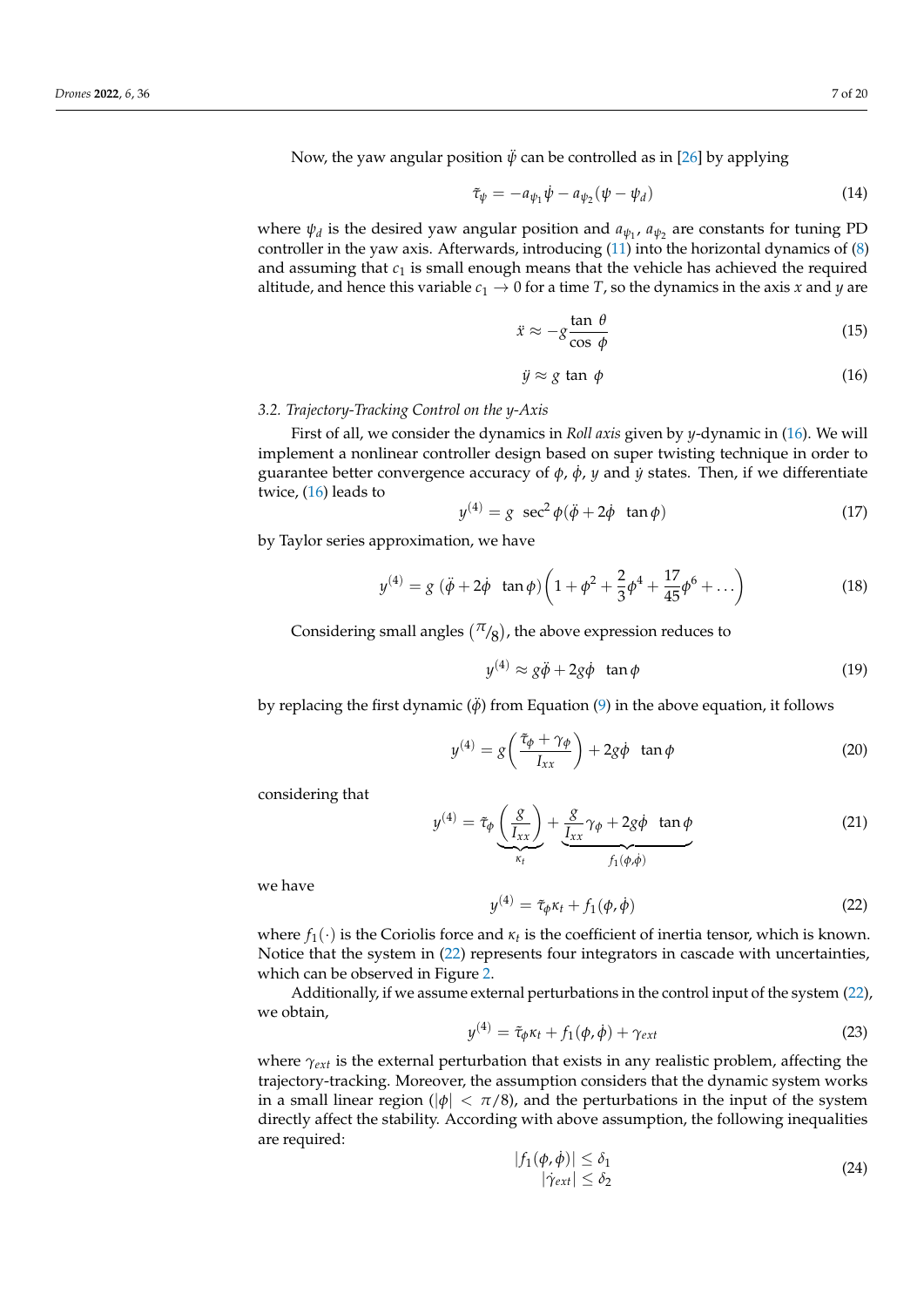Now, the yaw angular position $\ddot{\psi}$ can be controlled as in [26] by applying

$$\tilde{\tau}_{\psi} = -a_{\psi_1}\dot{\psi} - a_{\psi_2}(\psi - \psi_d) \tag{14}$$

where $\psi_d$ is the desired yaw angular position and $a_{\psi_1}$, $a_{\psi_2}$ are constants for tuning PD controller in the yaw axis. Afterwards, introducing (11) into the horizontal dynamics of (8) and assuming that $c_1$ is small enough means that the vehicle has achieved the required altitude, and hence this variable $c_1 \to 0$ for a time $T$, so the dynamics in the axis $x$ and $y$ are

$$\ddot{x} \approx -g\frac{\tan\,\theta}{\cos\,\phi} \tag{15}$$

$$\ddot{y} \approx g\,\tan\,\phi \tag{16}$$

### 3.2. Trajectory-Tracking Control on the y-Axis

First of all, we consider the dynamics in *Roll axis* given by $y$-dynamic in (16). We will implement a nonlinear controller design based on super twisting technique in order to guarantee better convergence accuracy of $\phi$, $\dot{\phi}$, $y$ and $\dot{y}$ states. Then, if we differentiate twice, (16) leads to

$$y^{(4)} = g\;\sec^2\phi(\ddot{\phi} + 2\dot{\phi}\;\;\tan\phi) \tag{17}$$

by Taylor series approximation, we have

$$y^{(4)} = g\;(\ddot{\phi} + 2\dot{\phi}\;\;\tan\phi)\left(1 + \phi^2 + \frac{2}{3}\phi^4 + \frac{17}{45}\phi^6 + \dots\right) \tag{18}$$

Considering small angles $({}^{\pi}/_{8})$, the above expression reduces to

$$y^{(4)} \approx g\ddot{\phi} + 2g\dot{\phi}\;\;\tan\phi \tag{19}$$

by replacing the first dynamic ($\ddot{\phi}$) from Equation (9) in the above equation, it follows

$$y^{(4)} = g\left(\frac{\tilde{\tau}_{\phi} + \gamma_{\phi}}{I_{xx}}\right) + 2g\dot{\phi}\;\;\tan\phi \tag{20}$$

considering that

$$y^{(4)} = \tilde{\tau}_{\phi}\underbrace{\left(\frac{g}{I_{xx}}\right)}_{\kappa_t} + \underbrace{\frac{g}{I_{xx}}\gamma_{\phi} + 2g\dot{\phi}\;\;\tan\phi}_{f_1(\phi,\dot{\phi})} \tag{21}$$

we have

$$y^{(4)} = \tilde{\tau}_{\phi}\kappa_t + f_1(\phi,\dot{\phi}) \tag{22}$$

where $f_1(\cdot)$ is the Coriolis force and $\kappa_t$ is the coefficient of inertia tensor, which is known. Notice that the system in (22) represents four integrators in cascade with uncertainties, which can be observed in Figure 2.

Additionally, if we assume external perturbations in the control input of the system (22), we obtain,

$$y^{(4)} = \tilde{\tau}_{\phi}\kappa_t + f_1(\phi,\dot{\phi}) + \gamma_{ext} \tag{23}$$

where $\gamma_{ext}$ is the external perturbation that exists in any realistic problem, affecting the trajectory-tracking. Moreover, the assumption considers that the dynamic system works in a small linear region ($|\phi| < \pi/8$), and the perturbations in the input of the system directly affect the stability. According with above assumption, the following inequalities are required:

$$\begin{aligned} |f_1(\phi,\dot{\phi})| &\leq \delta_1 \\ |\dot{\gamma}_{ext}| &\leq \delta_2 \end{aligned} \tag{24}$$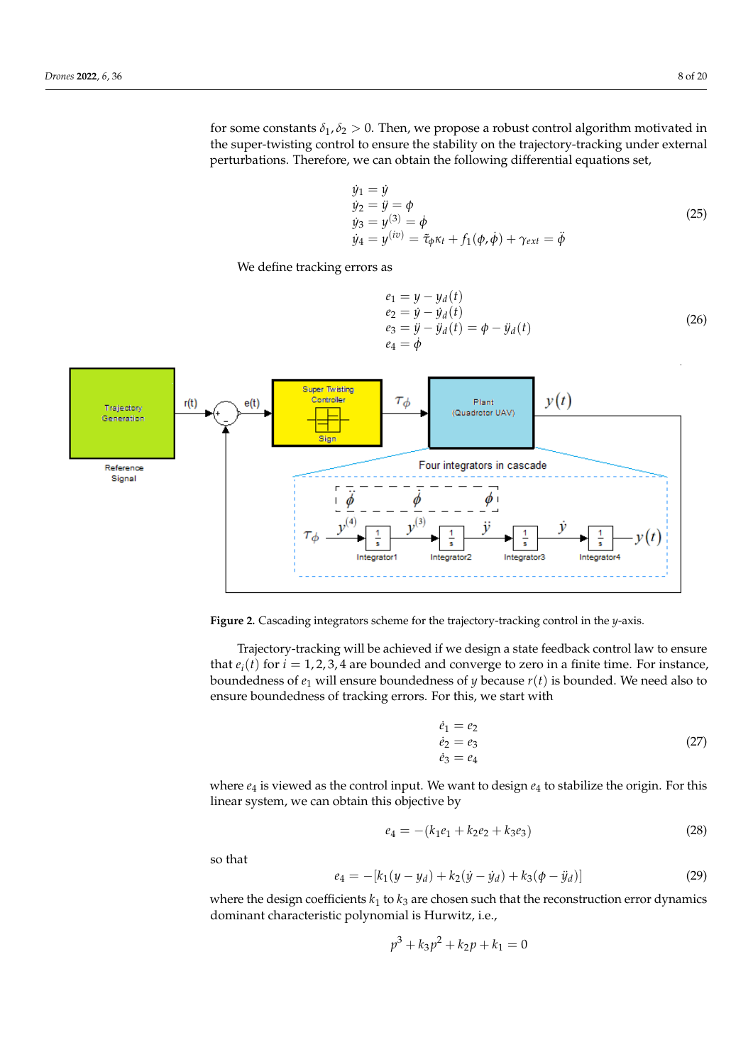for some constants $\delta_1, \delta_2 > 0$. Then, we propose a robust control algorithm motivated in the super-twisting control to ensure the stability on the trajectory-tracking under external perturbations. Therefore, we can obtain the following differential equations set,

$$
\begin{aligned}
\dot{y}_1 &= \dot{y} \\
\dot{y}_2 &= \ddot{y} = \phi \\
\dot{y}_3 &= y^{(3)} = \dot{\phi} \\
\dot{y}_4 &= y^{(iv)} = \tilde{\tau}_\phi \kappa_t + f_1(\phi, \dot{\phi}) + \gamma_{ext} = \ddot{\phi}
\end{aligned} \tag{25}
$$

We define tracking errors as

$$
\begin{aligned}
e_1 &= y - y_d(t) \\
e_2 &= \dot{y} - \dot{y}_d(t) \\
e_3 &= \ddot{y} - \ddot{y}_d(t) = \phi - \ddot{y}_d(t) \\
e_4 &= \dot{\phi}
\end{aligned} \tag{26}
$$

**Figure 2.** Cascading integrators scheme for the trajectory-tracking control in the $y$-axis.

Trajectory-tracking will be achieved if we design a state feedback control law to ensure that $e_i(t)$ for $i = 1, 2, 3, 4$ are bounded and converge to zero in a finite time. For instance, boundedness of $e_1$ will ensure boundedness of $y$ because $r(t)$ is bounded. We need also to ensure boundedness of tracking errors. For this, we start with

$$
\begin{aligned}
\dot{e}_1 &= e_2 \\
\dot{e}_2 &= e_3 \\
\dot{e}_3 &= e_4
\end{aligned} \tag{27}
$$

where $e_4$ is viewed as the control input. We want to design $e_4$ to stabilize the origin. For this linear system, we can obtain this objective by

$$
e_4 = -(k_1 e_1 + k_2 e_2 + k_3 e_3) \tag{28}
$$

so that

$$
e_4 = -[k_1(y - y_d) + k_2(\dot{y} - \dot{y}_d) + k_3(\phi - \ddot{y}_d)] \tag{29}
$$

where the design coefficients $k_1$ to $k_3$ are chosen such that the reconstruction error dynamics dominant characteristic polynomial is Hurwitz, i.e.,

$$
p^3 + k_3 p^2 + k_2 p + k_1 = 0
$$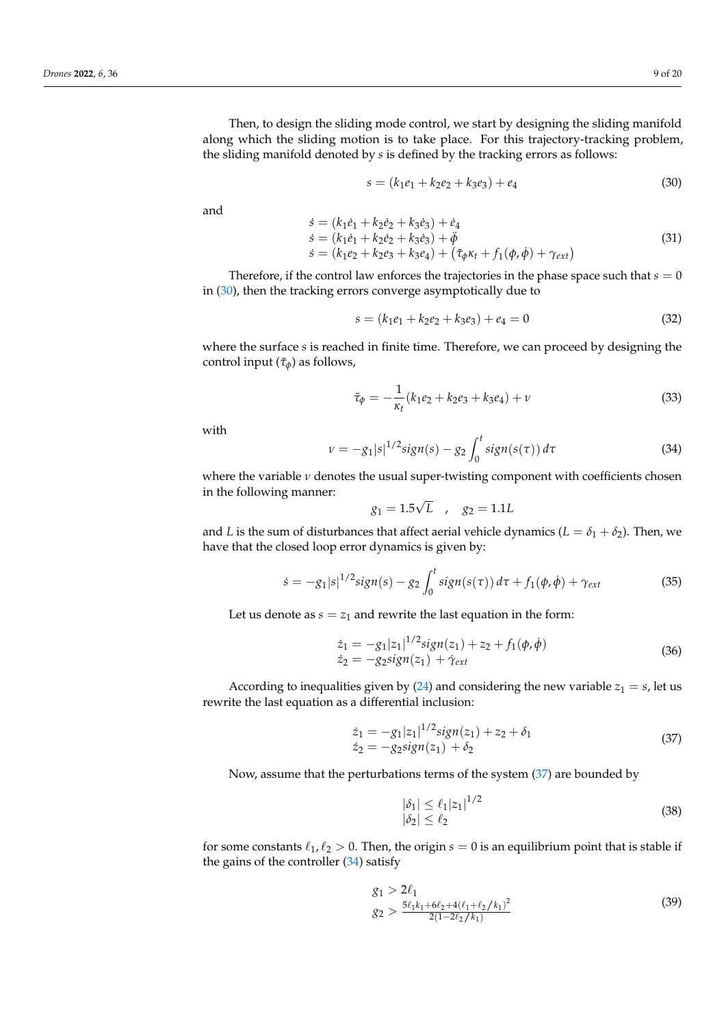Then, to design the sliding mode control, we start by designing the sliding manifold along which the sliding motion is to take place. For this trajectory-tracking problem, the sliding manifold denoted by $s$ is defined by the tracking errors as follows:

$$s = (k_1 e_1 + k_2 e_2 + k_3 e_3) + e_4 \tag{30}$$

and

$$\begin{aligned}
\dot{s} &= (k_1 \dot{e}_1 + k_2 \dot{e}_2 + k_3 \dot{e}_3) + \dot{e}_4 \\
\dot{s} &= (k_1 \dot{e}_1 + k_2 \dot{e}_2 + k_3 \dot{e}_3) + \ddot{\phi} \\
\dot{s} &= (k_1 e_2 + k_2 e_3 + k_3 e_4) + \left(\tilde{\tau}_\phi \kappa_t + f_1(\phi, \dot{\phi}) + \gamma_{ext}\right)
\end{aligned} \tag{31}$$

Therefore, if the control law enforces the trajectories in the phase space such that $s = 0$ in (30), then the tracking errors converge asymptotically due to

$$s = (k_1 e_1 + k_2 e_2 + k_3 e_3) + e_4 = 0 \tag{32}$$

where the surface $s$ is reached in finite time. Therefore, we can proceed by designing the control input ($\tilde{\tau}_\phi$) as follows,

$$\tilde{\tau}_\phi = -\frac{1}{\kappa_t}(k_1 e_2 + k_2 e_3 + k_3 e_4) + \nu \tag{33}$$

with

$$\nu = -g_1 |s|^{1/2} sign(s) - g_2 \int_0^t sign(s(\tau))\, d\tau \tag{34}$$

where the variable $\nu$ denotes the usual super-twisting component with coefficients chosen in the following manner:

$$g_1 = 1.5\sqrt{L} \quad , \quad g_2 = 1.1L$$

and $L$ is the sum of disturbances that affect aerial vehicle dynamics ($L = \delta_1 + \delta_2$). Then, we have that the closed loop error dynamics is given by:

$$\dot{s} = -g_1 |s|^{1/2} sign(s) - g_2 \int_0^t sign(s(\tau))\, d\tau + f_1(\phi, \dot{\phi}) + \gamma_{ext} \tag{35}$$

Let us denote as $s = z_1$ and rewrite the last equation in the form:

$$\begin{aligned}
\dot{z}_1 &= -g_1 |z_1|^{1/2} sign(z_1) + z_2 + f_1(\phi, \dot{\phi}) \\
\dot{z}_2 &= -g_2 sign(z_1) + \dot{\gamma}_{ext}
\end{aligned} \tag{36}$$

According to inequalities given by (24) and considering the new variable $z_1 = s$, let us rewrite the last equation as a differential inclusion:

$$\begin{aligned}
\dot{z}_1 &= -g_1 |z_1|^{1/2} sign(z_1) + z_2 + \delta_1 \\
\dot{z}_2 &= -g_2 sign(z_1) + \delta_2
\end{aligned} \tag{37}$$

Now, assume that the perturbations terms of the system (37) are bounded by

$$\begin{aligned}
|\delta_1| &\leq \ell_1 |z_1|^{1/2} \\
|\delta_2| &\leq \ell_2
\end{aligned} \tag{38}$$

for some constants $\ell_1, \ell_2 > 0$. Then, the origin $s = 0$ is an equilibrium point that is stable if the gains of the controller (34) satisfy

$$\begin{aligned}
g_1 &> 2\ell_1 \\
g_2 &> \frac{5\ell_1 k_1 + 6\ell_2 + 4(\ell_1 + \ell_2/k_1)^2}{2(1 - 2\ell_2/k_1)}
\end{aligned} \tag{39}$$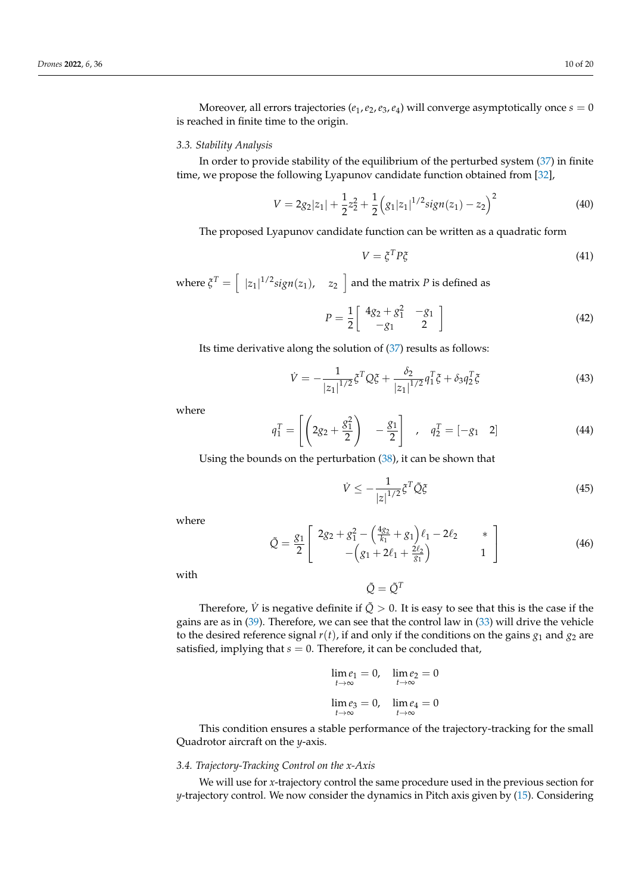Moreover, all errors trajectories $(e_1, e_2, e_3, e_4)$ will converge asymptotically once $s = 0$ is reached in finite time to the origin.

### 3.3. Stability Analysis

In order to provide stability of the equilibrium of the perturbed system (37) in finite time, we propose the following Lyapunov candidate function obtained from [32],

$$V = 2g_2|z_1| + \frac{1}{2}z_2^2 + \frac{1}{2}\left(g_1|z_1|^{1/2}sign(z_1) - z_2\right)^2 \tag{40}$$

The proposed Lyapunov candidate function can be written as a quadratic form

$$V = \xi^T P \xi \tag{41}$$

where $\xi^T = \begin{bmatrix} |z_1|^{1/2}sign(z_1), & z_2 \end{bmatrix}$ and the matrix $P$ is defined as

$$P = \frac{1}{2}\begin{bmatrix} 4g_2 + g_1^2 & -g_1 \\ -g_1 & 2 \end{bmatrix} \tag{42}$$

Its time derivative along the solution of (37) results as follows:

$$\dot{V} = -\frac{1}{|z_1|^{1/2}}\xi^T Q \xi + \frac{\delta_2}{|z_1|^{1/2}}q_1^T\xi + \delta_3 q_2^T \xi \tag{43}$$

where

$$q_1^T = \left[\left(2g_2 + \frac{g_1^2}{2}\right) \quad -\frac{g_1}{2}\right] \quad , \quad q_2^T = [-g_1 \quad 2] \tag{44}$$

Using the bounds on the perturbation (38), it can be shown that

$$\dot{V} \leq -\frac{1}{|z|^{1/2}}\xi^T \tilde{Q}\xi \tag{45}$$

where

$$\tilde{Q} = \frac{g_1}{2}\begin{bmatrix} 2g_2 + g_1^2 - \left(\frac{4g_2}{k_1} + g_1\right)\ell_1 - 2\ell_2 & * \\ -\left(g_1 + 2\ell_1 + \frac{2\ell_2}{g_1}\right) & 1 \end{bmatrix} \tag{46}$$

with

$$\tilde{Q} = \tilde{Q}^T$$

Therefore, $\dot{V}$ is negative definite if $\tilde{Q} > 0$. It is easy to see that this is the case if the gains are as in (39). Therefore, we can see that the control law in (33) will drive the vehicle to the desired reference signal $r(t)$, if and only if the conditions on the gains $g_1$ and $g_2$ are satisfied, implying that $s = 0$. Therefore, it can be concluded that,

$$\lim_{t\to\infty} e_1 = 0, \quad \lim_{t\to\infty} e_2 = 0$$

$$\lim_{t\to\infty} e_3 = 0, \quad \lim_{t\to\infty} e_4 = 0$$

This condition ensures a stable performance of the trajectory-tracking for the small Quadrotor aircraft on the $y$-axis.

### 3.4. Trajectory-Tracking Control on the x-Axis

We will use for $x$-trajectory control the same procedure used in the previous section for $y$-trajectory control. We now consider the dynamics in Pitch axis given by (15). Considering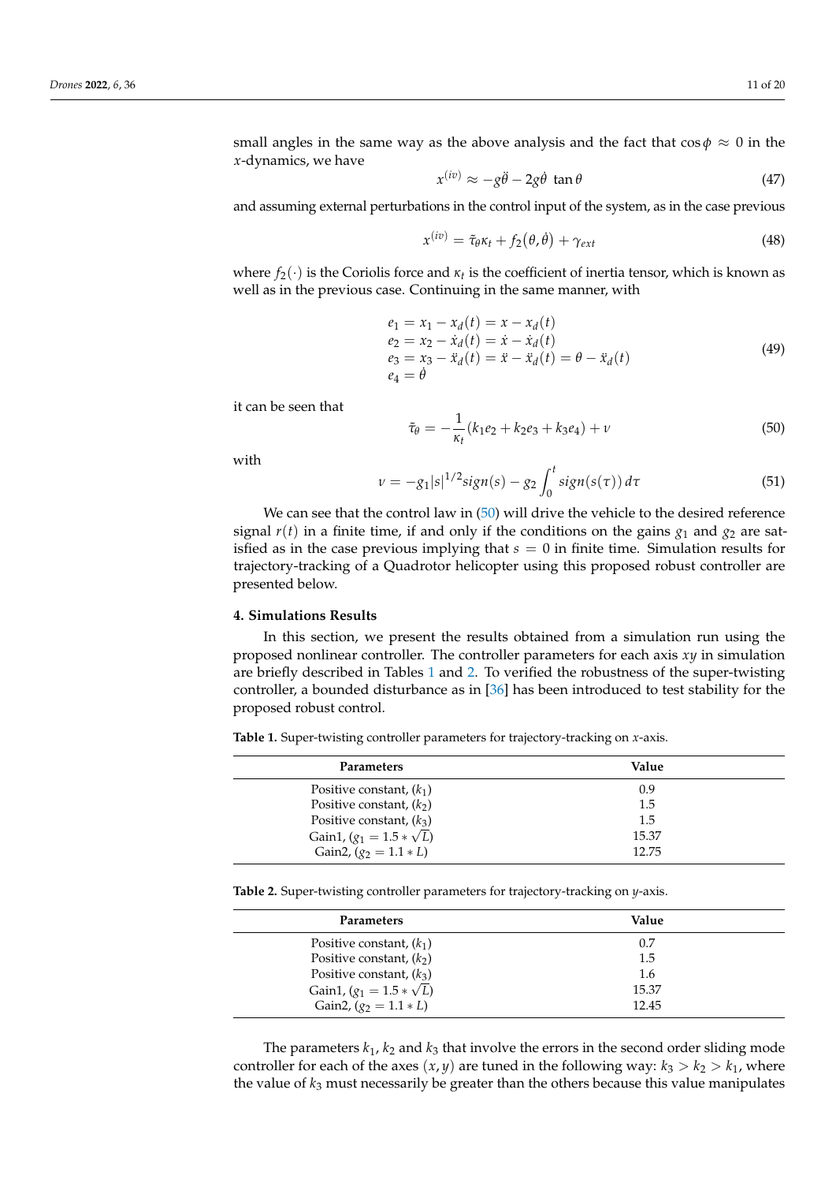small angles in the same way as the above analysis and the fact that $\cos\phi \approx 0$ in the $x$-dynamics, we have

$$x^{(iv)} \approx -g\ddot{\theta} - 2g\dot{\theta}\ \tan\theta \tag{47}$$

and assuming external perturbations in the control input of the system, as in the case previous

$$x^{(iv)} = \tilde{\tau}_\theta \kappa_t + f_2\big(\theta, \dot{\theta}\big) + \gamma_{ext} \tag{48}$$

where $f_2(\cdot)$ is the Coriolis force and $\kappa_t$ is the coefficient of inertia tensor, which is known as well as in the previous case. Continuing in the same manner, with

$$\begin{aligned}
e_1 &= x_1 - x_d(t) = x - x_d(t) \\
e_2 &= x_2 - \dot{x}_d(t) = \dot{x} - \dot{x}_d(t) \\
e_3 &= x_3 - \ddot{x}_d(t) = \ddot{x} - \ddot{x}_d(t) = \theta - \ddot{x}_d(t) \\
e_4 &= \dot{\theta}
\end{aligned} \tag{49}$$

it can be seen that

$$\tilde{\tau}_\theta = -\frac{1}{\kappa_t}(k_1 e_2 + k_2 e_3 + k_3 e_4) + \nu \tag{50}$$

with

$$\nu = -g_1 |s|^{1/2} sign(s) - g_2 \int_0^t sign(s(\tau))\, d\tau \tag{51}$$

We can see that the control law in (50) will drive the vehicle to the desired reference signal $r(t)$ in a finite time, if and only if the conditions on the gains $g_1$ and $g_2$ are satisfied as in the case previous implying that $s = 0$ in finite time. Simulation results for trajectory-tracking of a Quadrotor helicopter using this proposed robust controller are presented below.

## 4. Simulations Results

In this section, we present the results obtained from a simulation run using the proposed nonlinear controller. The controller parameters for each axis $xy$ in simulation are briefly described in Tables 1 and 2. To verified the robustness of the super-twisting controller, a bounded disturbance as in [36] has been introduced to test stability for the proposed robust control.

**Table 1.** Super-twisting controller parameters for trajectory-tracking on $x$-axis.

| Parameters | Value |
|---|---|
| Positive constant, ($k_1$) | 0.9 |
| Positive constant, ($k_2$) | 1.5 |
| Positive constant, ($k_3$) | 1.5 |
| Gain1, ($g_1 = 1.5 * \sqrt{L}$) | 15.37 |
| Gain2, ($g_2 = 1.1 * L$) | 12.75 |

**Table 2.** Super-twisting controller parameters for trajectory-tracking on $y$-axis.

| Parameters | Value |
|---|---|
| Positive constant, ($k_1$) | 0.7 |
| Positive constant, ($k_2$) | 1.5 |
| Positive constant, ($k_3$) | 1.6 |
| Gain1, ($g_1 = 1.5 * \sqrt{L}$) | 15.37 |
| Gain2, ($g_2 = 1.1 * L$) | 12.45 |

The parameters $k_1$, $k_2$ and $k_3$ that involve the errors in the second order sliding mode controller for each of the axes $(x, y)$ are tuned in the following way: $k_3 > k_2 > k_1$, where the value of $k_3$ must necessarily be greater than the others because this value manipulates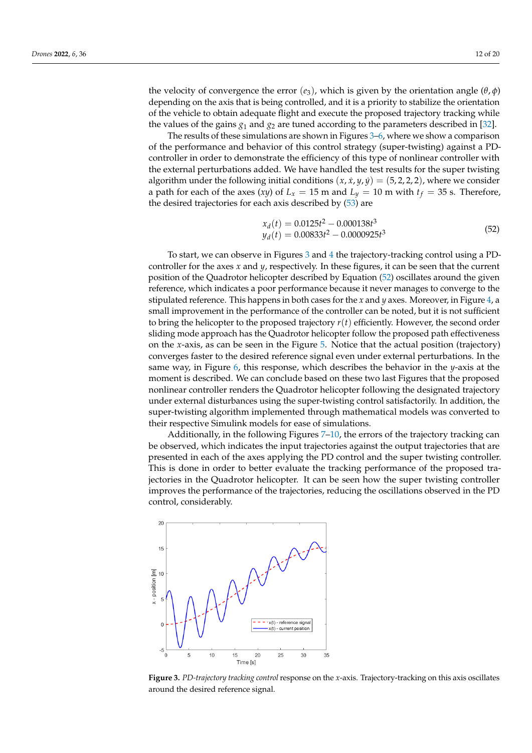the velocity of convergence the error ($e_3$), which is given by the orientation angle ($\theta, \phi$) depending on the axis that is being controlled, and it is a priority to stabilize the orientation of the vehicle to obtain adequate flight and execute the proposed trajectory tracking while the values of the gains $g_1$ and $g_2$ are tuned according to the parameters described in [32].

The results of these simulations are shown in Figures 3–6, where we show a comparison of the performance and behavior of this control strategy (super-twisting) against a PD-controller in order to demonstrate the efficiency of this type of nonlinear controller with the external perturbations added. We have handled the test results for the super twisting algorithm under the following initial conditions $(x, \dot{x}, y, \dot{y}) = (5, 2, 2, 2)$, where we consider a path for each of the axes ($xy$) of $L_x = 15$ m and $L_y = 10$ m with $t_f = 35$ s. Therefore, the desired trajectories for each axis described by (53) are

$$
\begin{aligned}
x_d(t) &= 0.0125t^2 - 0.000138t^3 \\
y_d(t) &= 0.00833t^2 - 0.0000925t^3
\end{aligned}
\tag{52}
$$

To start, we can observe in Figures 3 and 4 the trajectory-tracking control using a PD-controller for the axes $x$ and $y$, respectively. In these figures, it can be seen that the current position of the Quadrotor helicopter described by Equation (52) oscillates around the given reference, which indicates a poor performance because it never manages to converge to the stipulated reference. This happens in both cases for the $x$ and $y$ axes. Moreover, in Figure 4, a small improvement in the performance of the controller can be noted, but it is not sufficient to bring the helicopter to the proposed trajectory $r(t)$ efficiently. However, the second order sliding mode approach has the Quadrotor helicopter follow the proposed path effectiveness on the $x$-axis, as can be seen in the Figure 5. Notice that the actual position (trajectory) converges faster to the desired reference signal even under external perturbations. In the same way, in Figure 6, this response, which describes the behavior in the $y$-axis at the moment is described. We can conclude based on these two last Figures that the proposed nonlinear controller renders the Quadrotor helicopter following the designated trajectory under external disturbances using the super-twisting control satisfactorily. In addition, the super-twisting algorithm implemented through mathematical models was converted to their respective Simulink models for ease of simulations.

Additionally, in the following Figures 7–10, the errors of the trajectory tracking can be observed, which indicates the input trajectories against the output trajectories that are presented in each of the axes applying the PD control and the super twisting controller. This is done in order to better evaluate the tracking performance of the proposed trajectories in the Quadrotor helicopter. It can be seen how the super twisting controller improves the performance of the trajectories, reducing the oscillations observed in the PD control, considerably.

**Figure 3.** *PD-trajectory tracking control* response on the $x$-axis. Trajectory-tracking on this axis oscillates around the desired reference signal.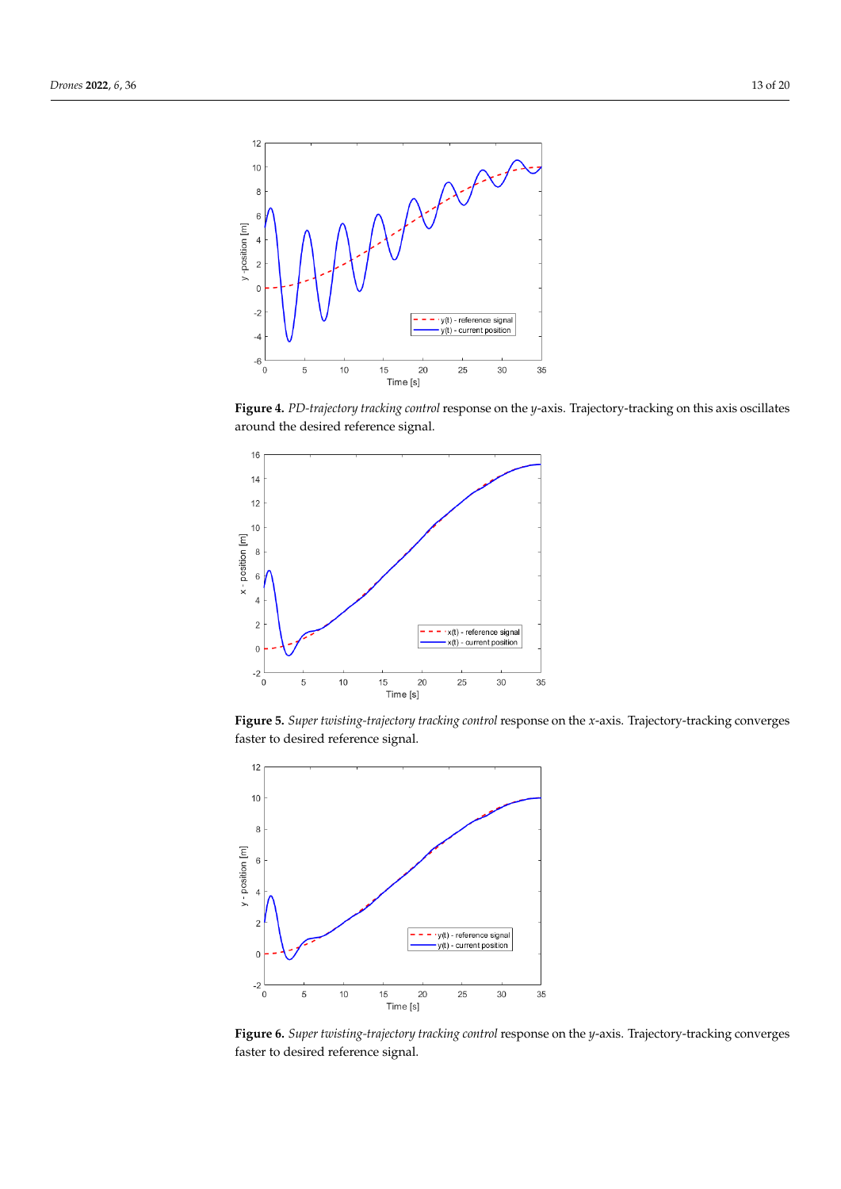**Figure 4.** *PD-trajectory tracking control* response on the $y$-axis. Trajectory-tracking on this axis oscillates around the desired reference signal.

**Figure 5.** *Super twisting-trajectory tracking control* response on the $x$-axis. Trajectory-tracking converges faster to desired reference signal.

**Figure 6.** *Super twisting-trajectory tracking control* response on the $y$-axis. Trajectory-tracking converges faster to desired reference signal.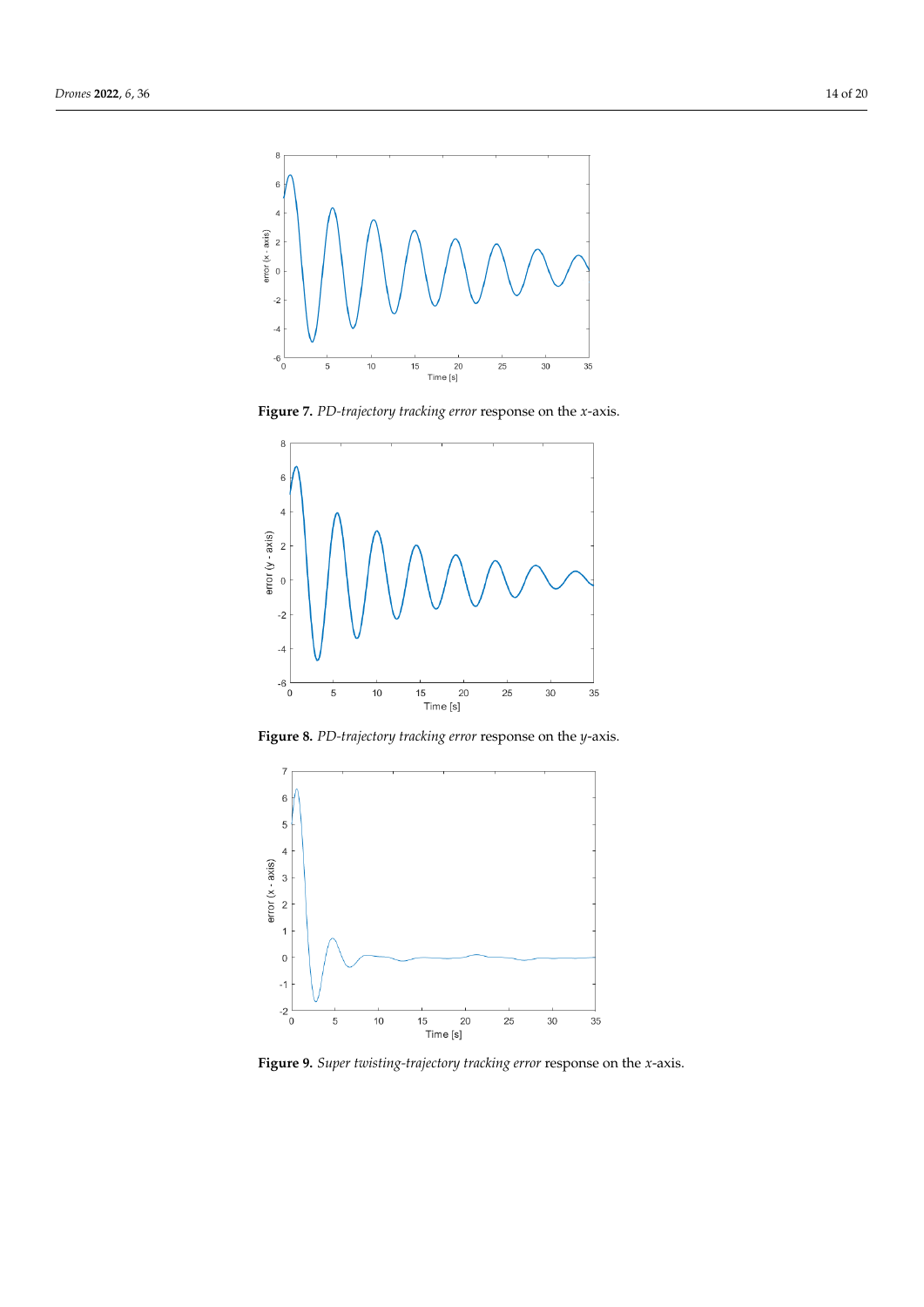**Figure 7.** *PD-trajectory tracking error* response on the *x*-axis.

**Figure 8.** *PD-trajectory tracking error* response on the *y*-axis.

**Figure 9.** *Super twisting-trajectory tracking error* response on the *x*-axis.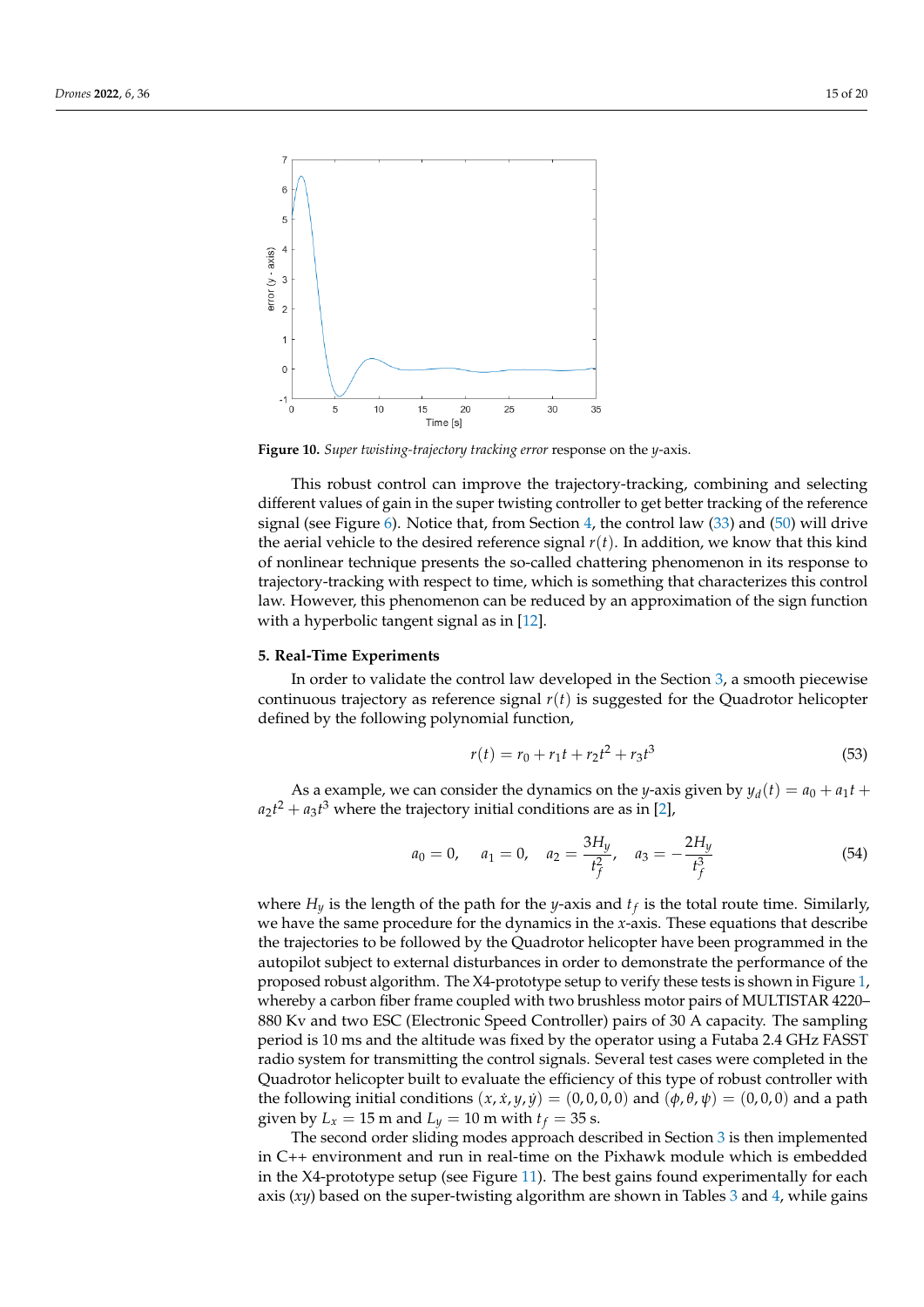**Figure 10.** *Super twisting-trajectory tracking error* response on the $y$-axis.

This robust control can improve the trajectory-tracking, combining and selecting different values of gain in the super twisting controller to get better tracking of the reference signal (see Figure 6). Notice that, from Section 4, the control law (33) and (50) will drive the aerial vehicle to the desired reference signal $r(t)$. In addition, we know that this kind of nonlinear technique presents the so-called chattering phenomenon in its response to trajectory-tracking with respect to time, which is something that characterizes this control law. However, this phenomenon can be reduced by an approximation of the sign function with a hyperbolic tangent signal as in [12].

## 5. Real-Time Experiments

In order to validate the control law developed in the Section 3, a smooth piecewise continuous trajectory as reference signal $r(t)$ is suggested for the Quadrotor helicopter defined by the following polynomial function,

$$r(t) = r_0 + r_1 t + r_2 t^2 + r_3 t^3 \tag{53}$$

As a example, we can consider the dynamics on the $y$-axis given by $y_d(t) = a_0 + a_1 t + a_2 t^2 + a_3 t^3$ where the trajectory initial conditions are as in [2],

$$a_0 = 0, \quad a_1 = 0, \quad a_2 = \frac{3H_y}{t_f^2}, \quad a_3 = -\frac{2H_y}{t_f^3} \tag{54}$$

where $H_y$ is the length of the path for the $y$-axis and $t_f$ is the total route time. Similarly, we have the same procedure for the dynamics in the $x$-axis. These equations that describe the trajectories to be followed by the Quadrotor helicopter have been programmed in the autopilot subject to external disturbances in order to demonstrate the performance of the proposed robust algorithm. The X4-prototype setup to verify these tests is shown in Figure 1, whereby a carbon fiber frame coupled with two brushless motor pairs of MULTISTAR 4220–880 Kv and two ESC (Electronic Speed Controller) pairs of 30 A capacity. The sampling period is 10 ms and the altitude was fixed by the operator using a Futaba 2.4 GHz FASST radio system for transmitting the control signals. Several test cases were completed in the Quadrotor helicopter built to evaluate the efficiency of this type of robust controller with the following initial conditions $(x, \dot{x}, y, \dot{y}) = (0, 0, 0, 0)$ and $(\phi, \theta, \psi) = (0, 0, 0)$ and a path given by $L_x = 15$ m and $L_y = 10$ m with $t_f = 35$ s.

The second order sliding modes approach described in Section 3 is then implemented in C++ environment and run in real-time on the Pixhawk module which is embedded in the X4-prototype setup (see Figure 11). The best gains found experimentally for each axis ($xy$) based on the super-twisting algorithm are shown in Tables 3 and 4, while gains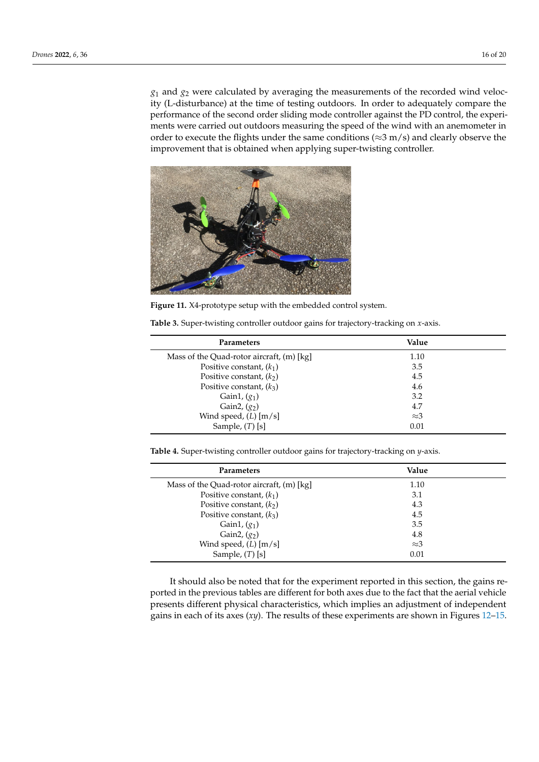$g_1$ and $g_2$ were calculated by averaging the measurements of the recorded wind velocity (L-disturbance) at the time of testing outdoors. In order to adequately compare the performance of the second order sliding mode controller against the PD control, the experiments were carried out outdoors measuring the speed of the wind with an anemometer in order to execute the flights under the same conditions ($\approx$3 m/s) and clearly observe the improvement that is obtained when applying super-twisting controller.

**Figure 11.** X4-prototype setup with the embedded control system.

**Table 3.** Super-twisting controller outdoor gains for trajectory-tracking on $x$-axis.

| Parameters | Value |
|---|---|
| Mass of the Quad-rotor aircraft, (m) [kg] | 1.10 |
| Positive constant, ($k_1$) | 3.5 |
| Positive constant, ($k_2$) | 4.5 |
| Positive constant, ($k_3$) | 4.6 |
| Gain1, ($g_1$) | 3.2 |
| Gain2, ($g_2$) | 4.7 |
| Wind speed, ($L$) [m/s] | $\approx$3 |
| Sample, ($T$) [s] | 0.01 |

**Table 4.** Super-twisting controller outdoor gains for trajectory-tracking on $y$-axis.

| Parameters | Value |
|---|---|
| Mass of the Quad-rotor aircraft, (m) [kg] | 1.10 |
| Positive constant, ($k_1$) | 3.1 |
| Positive constant, ($k_2$) | 4.3 |
| Positive constant, ($k_3$) | 4.5 |
| Gain1, ($g_1$) | 3.5 |
| Gain2, ($g_2$) | 4.8 |
| Wind speed, ($L$) [m/s] | $\approx$3 |
| Sample, ($T$) [s] | 0.01 |

It should also be noted that for the experiment reported in this section, the gains reported in the previous tables are different for both axes due to the fact that the aerial vehicle presents different physical characteristics, which implies an adjustment of independent gains in each of its axes ($xy$). The results of these experiments are shown in Figures 12–15.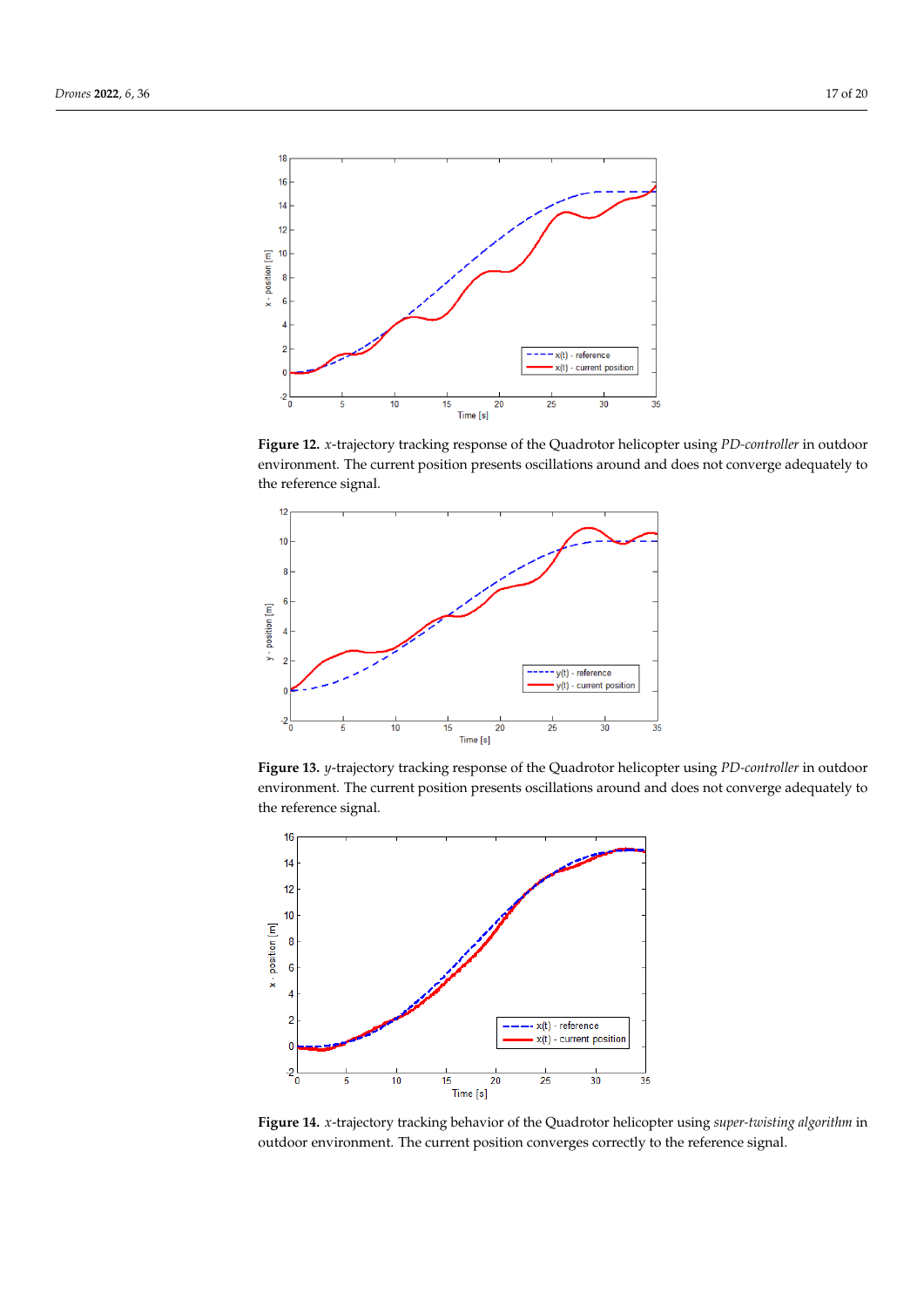**Figure 12.** $x$-trajectory tracking response of the Quadrotor helicopter using *PD-controller* in outdoor environment. The current position presents oscillations around and does not converge adequately to the reference signal.

**Figure 13.** $y$-trajectory tracking response of the Quadrotor helicopter using *PD-controller* in outdoor environment. The current position presents oscillations around and does not converge adequately to the reference signal.

**Figure 14.** $x$-trajectory tracking behavior of the Quadrotor helicopter using *super-twisting algorithm* in outdoor environment. The current position converges correctly to the reference signal.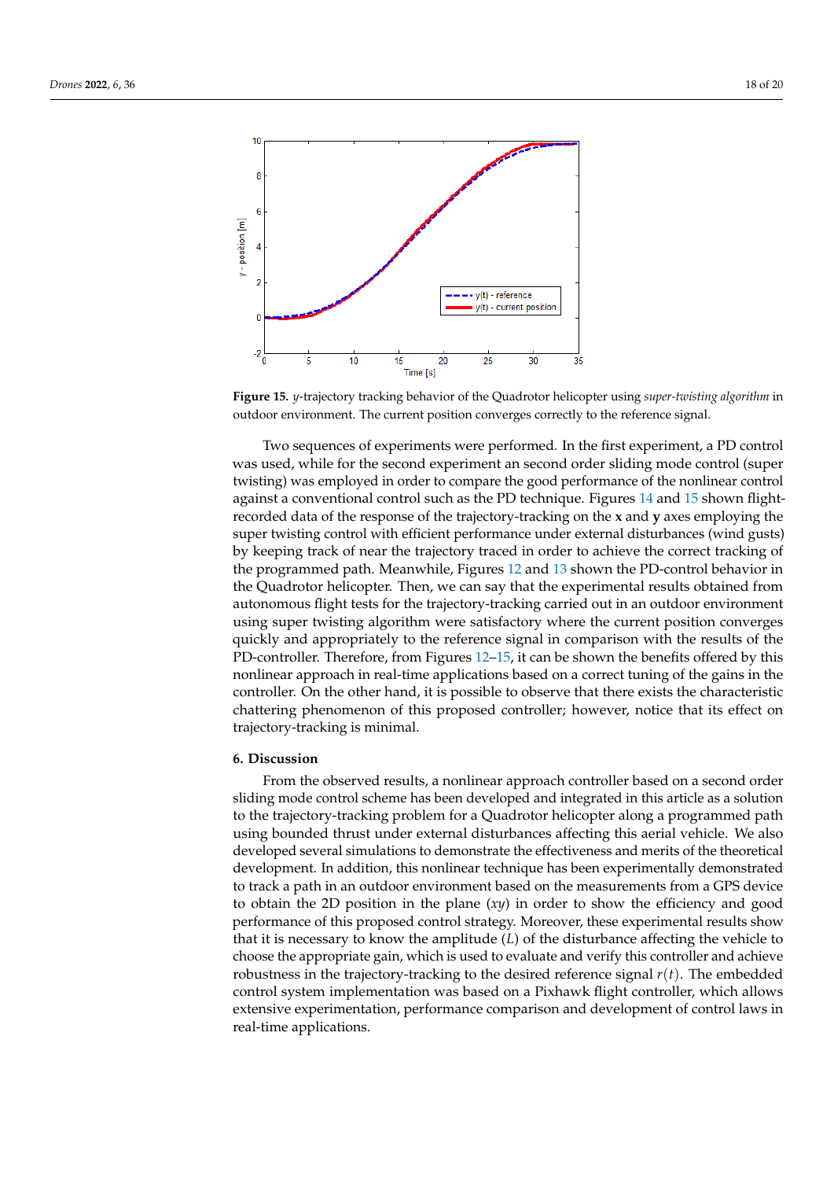**Figure 15.** $y$-trajectory tracking behavior of the Quadrotor helicopter using *super-twisting algorithm* in outdoor environment. The current position converges correctly to the reference signal.

Two sequences of experiments were performed. In the first experiment, a PD control was used, while for the second experiment an second order sliding mode control (super twisting) was employed in order to compare the good performance of the nonlinear control against a conventional control such as the PD technique. Figures 14 and 15 shown flight-recorded data of the response of the trajectory-tracking on the **x** and **y** axes employing the super twisting control with efficient performance under external disturbances (wind gusts) by keeping track of near the trajectory traced in order to achieve the correct tracking of the programmed path. Meanwhile, Figures 12 and 13 shown the PD-control behavior in the Quadrotor helicopter. Then, we can say that the experimental results obtained from autonomous flight tests for the trajectory-tracking carried out in an outdoor environment using super twisting algorithm were satisfactory where the current position converges quickly and appropriately to the reference signal in comparison with the results of the PD-controller. Therefore, from Figures 12–15, it can be shown the benefits offered by this nonlinear approach in real-time applications based on a correct tuning of the gains in the controller. On the other hand, it is possible to observe that there exists the characteristic chattering phenomenon of this proposed controller; however, notice that its effect on trajectory-tracking is minimal.

## 6. Discussion

From the observed results, a nonlinear approach controller based on a second order sliding mode control scheme has been developed and integrated in this article as a solution to the trajectory-tracking problem for a Quadrotor helicopter along a programmed path using bounded thrust under external disturbances affecting this aerial vehicle. We also developed several simulations to demonstrate the effectiveness and merits of the theoretical development. In addition, this nonlinear technique has been experimentally demonstrated to track a path in an outdoor environment based on the measurements from a GPS device to obtain the 2D position in the plane $(xy)$ in order to show the efficiency and good performance of this proposed control strategy. Moreover, these experimental results show that it is necessary to know the amplitude $(L)$ of the disturbance affecting the vehicle to choose the appropriate gain, which is used to evaluate and verify this controller and achieve robustness in the trajectory-tracking to the desired reference signal $r(t)$. The embedded control system implementation was based on a Pixhawk flight controller, which allows extensive experimentation, performance comparison and development of control laws in real-time applications.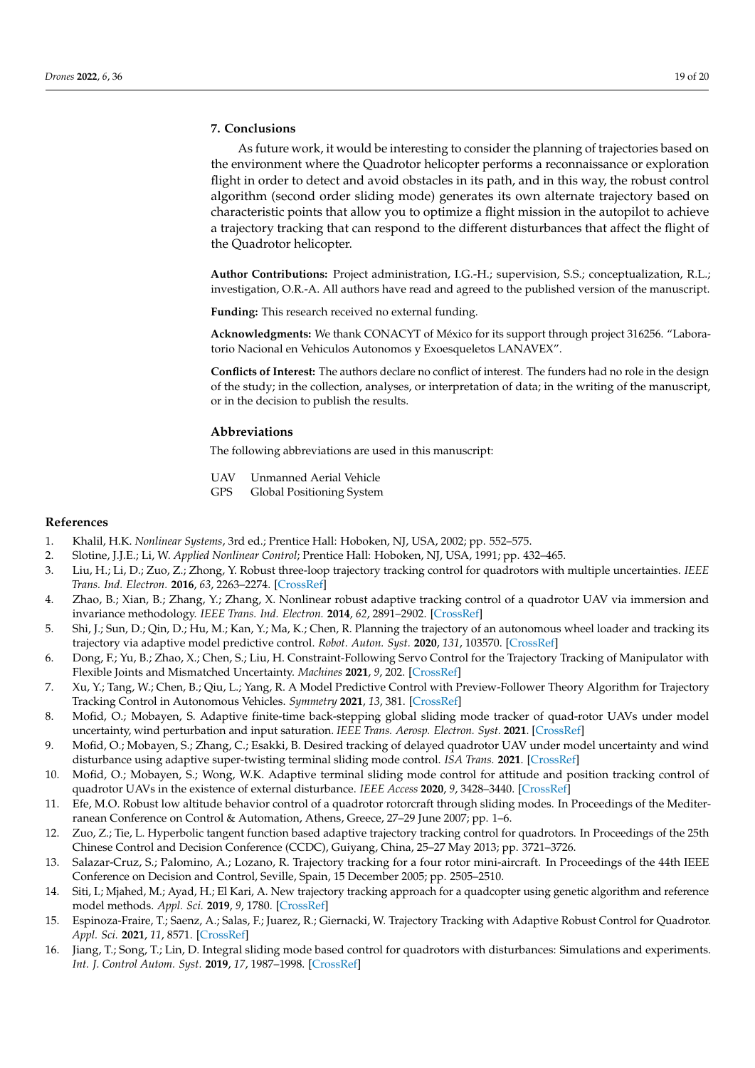## 7. Conclusions

As future work, it would be interesting to consider the planning of trajectories based on the environment where the Quadrotor helicopter performs a reconnaissance or exploration flight in order to detect and avoid obstacles in its path, and in this way, the robust control algorithm (second order sliding mode) generates its own alternate trajectory based on characteristic points that allow you to optimize a flight mission in the autopilot to achieve a trajectory tracking that can respond to the different disturbances that affect the flight of the Quadrotor helicopter.

**Author Contributions:** Project administration, I.G.-H.; supervision, S.S.; conceptualization, R.L.; investigation, O.R.-A. All authors have read and agreed to the published version of the manuscript.

**Funding:** This research received no external funding.

**Acknowledgments:** We thank CONACYT of México for its support through project 316256. "Laboratorio Nacional en Vehiculos Autonomos y Exoesqueletos LANAVEX".

**Conflicts of Interest:** The authors declare no conflict of interest. The funders had no role in the design of the study; in the collection, analyses, or interpretation of data; in the writing of the manuscript, or in the decision to publish the results.

## Abbreviations

The following abbreviations are used in this manuscript:

| | |
|---|---|
| UAV | Unmanned Aerial Vehicle |
| GPS | Global Positioning System |

## References

1. Khalil, H.K. *Nonlinear Systems*, 3rd ed.; Prentice Hall: Hoboken, NJ, USA, 2002; pp. 552–575.
2. Slotine, J.J.E.; Li, W. *Applied Nonlinear Control*; Prentice Hall: Hoboken, NJ, USA, 1991; pp. 432–465.
3. Liu, H.; Li, D.; Zuo, Z.; Zhong, Y. Robust three-loop trajectory tracking control for quadrotors with multiple uncertainties. *IEEE Trans. Ind. Electron.* **2016**, *63*, 2263–2274. [CrossRef]
4. Zhao, B.; Xian, B.; Zhang, Y.; Zhang, X. Nonlinear robust adaptive tracking control of a quadrotor UAV via immersion and invariance methodology. *IEEE Trans. Ind. Electron.* **2014**, *62*, 2891–2902. [CrossRef]
5. Shi, J.; Sun, D.; Qin, D.; Hu, M.; Kan, Y.; Ma, K.; Chen, R. Planning the trajectory of an autonomous wheel loader and tracking its trajectory via adaptive model predictive control. *Robot. Auton. Syst.* **2020**, *131*, 103570. [CrossRef]
6. Dong, F.; Yu, B.; Zhao, X.; Chen, S.; Liu, H. Constraint-Following Servo Control for the Trajectory Tracking of Manipulator with Flexible Joints and Mismatched Uncertainty. *Machines* **2021**, *9*, 202. [CrossRef]
7. Xu, Y.; Tang, W.; Chen, B.; Qiu, L.; Yang, R. A Model Predictive Control with Preview-Follower Theory Algorithm for Trajectory Tracking Control in Autonomous Vehicles. *Symmetry* **2021**, *13*, 381. [CrossRef]
8. Mofid, O.; Mobayen, S. Adaptive finite-time back-stepping global sliding mode tracker of quad-rotor UAVs under model uncertainty, wind perturbation and input saturation. *IEEE Trans. Aerosp. Electron. Syst.* **2021**. [CrossRef]
9. Mofid, O.; Mobayen, S.; Zhang, C.; Esakki, B. Desired tracking of delayed quadrotor UAV under model uncertainty and wind disturbance using adaptive super-twisting terminal sliding mode control. *ISA Trans.* **2021**. [CrossRef]
10. Mofid, O.; Mobayen, S.; Wong, W.K. Adaptive terminal sliding mode control for attitude and position tracking control of quadrotor UAVs in the existence of external disturbance. *IEEE Access* **2020**, *9*, 3428–3440. [CrossRef]
11. Efe, M.O. Robust low altitude behavior control of a quadrotor rotorcraft through sliding modes. In Proceedings of the Mediterranean Conference on Control & Automation, Athens, Greece, 27–29 June 2007; pp. 1–6.
12. Zuo, Z.; Tie, L. Hyperbolic tangent function based adaptive trajectory tracking control for quadrotors. In Proceedings of the 25th Chinese Control and Decision Conference (CCDC), Guiyang, China, 25–27 May 2013; pp. 3721–3726.
13. Salazar-Cruz, S.; Palomino, A.; Lozano, R. Trajectory tracking for a four rotor mini-aircraft. In Proceedings of the 44th IEEE Conference on Decision and Control, Seville, Spain, 15 December 2005; pp. 2505–2510.
14. Siti, I.; Mjahed, M.; Ayad, H.; El Kari, A. New trajectory tracking approach for a quadcopter using genetic algorithm and reference model methods. *Appl. Sci.* **2019**, *9*, 1780. [CrossRef]
15. Espinoza-Fraire, T.; Saenz, A.; Salas, F.; Juarez, R.; Giernacki, W. Trajectory Tracking with Adaptive Robust Control for Quadrotor. *Appl. Sci.* **2021**, *11*, 8571. [CrossRef]
16. Jiang, T.; Song, T.; Lin, D. Integral sliding mode based control for quadrotors with disturbances: Simulations and experiments. *Int. J. Control Autom. Syst.* **2019**, *17*, 1987–1998. [CrossRef]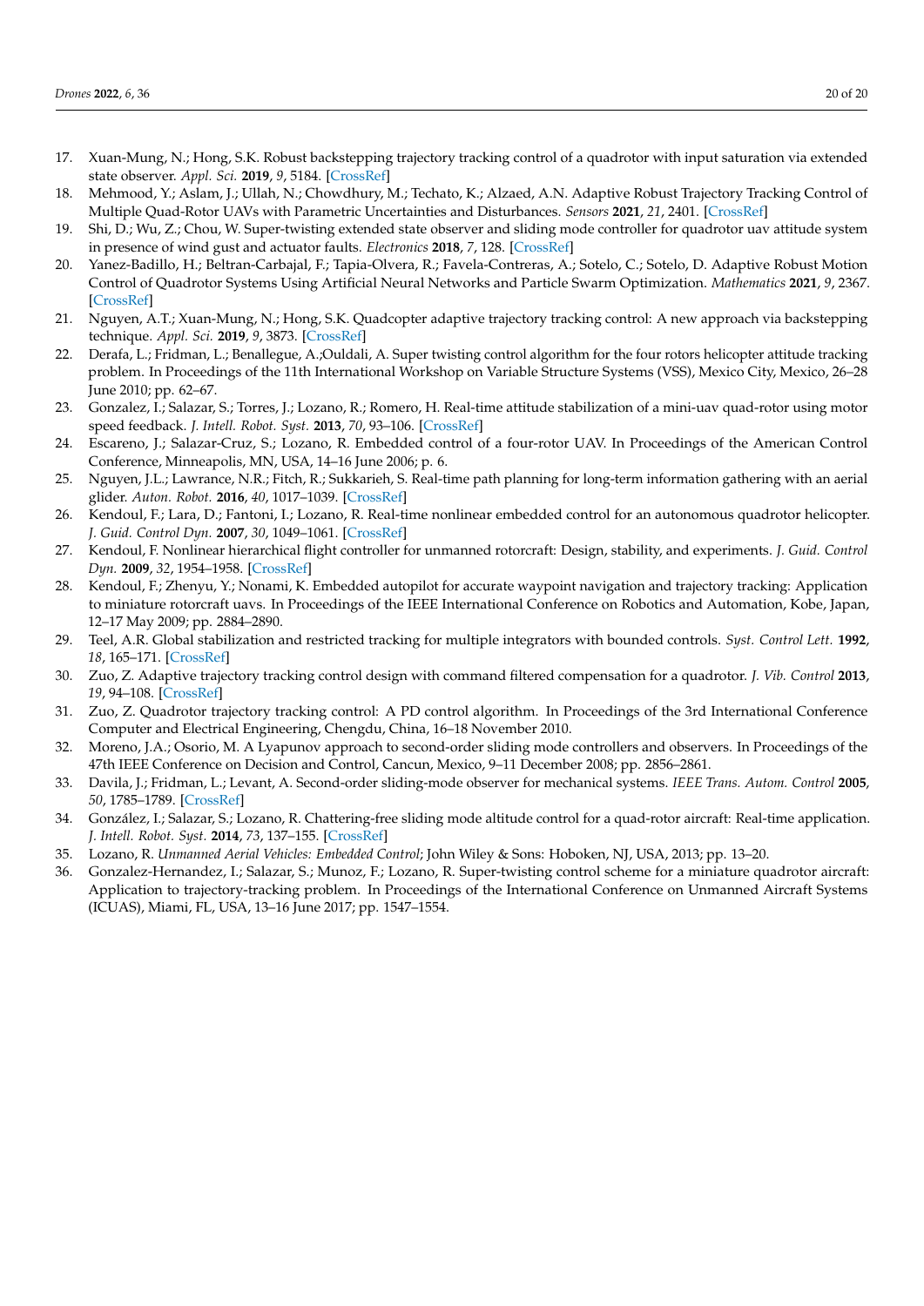17. Xuan-Mung, N.; Hong, S.K. Robust backstepping trajectory tracking control of a quadrotor with input saturation via extended state observer. *Appl. Sci.* **2019**, *9*, 5184. [CrossRef]
18. Mehmood, Y.; Aslam, J.; Ullah, N.; Chowdhury, M.; Techato, K.; Alzaed, A.N. Adaptive Robust Trajectory Tracking Control of Multiple Quad-Rotor UAVs with Parametric Uncertainties and Disturbances. *Sensors* **2021**, *21*, 2401. [CrossRef]
19. Shi, D.; Wu, Z.; Chou, W. Super-twisting extended state observer and sliding mode controller for quadrotor uav attitude system in presence of wind gust and actuator faults. *Electronics* **2018**, *7*, 128. [CrossRef]
20. Yanez-Badillo, H.; Beltran-Carbajal, F.; Tapia-Olvera, R.; Favela-Contreras, A.; Sotelo, C.; Sotelo, D. Adaptive Robust Motion Control of Quadrotor Systems Using Artificial Neural Networks and Particle Swarm Optimization. *Mathematics* **2021**, *9*, 2367. [CrossRef]
21. Nguyen, A.T.; Xuan-Mung, N.; Hong, S.K. Quadcopter adaptive trajectory tracking control: A new approach via backstepping technique. *Appl. Sci.* **2019**, *9*, 3873. [CrossRef]
22. Derafa, L.; Fridman, L.; Benallegue, A.;Ouldali, A. Super twisting control algorithm for the four rotors helicopter attitude tracking problem. In Proceedings of the 11th International Workshop on Variable Structure Systems (VSS), Mexico City, Mexico, 26–28 June 2010; pp. 62–67.
23. Gonzalez, I.; Salazar, S.; Torres, J.; Lozano, R.; Romero, H. Real-time attitude stabilization of a mini-uav quad-rotor using motor speed feedback. *J. Intell. Robot. Syst.* **2013**, *70*, 93–106. [CrossRef]
24. Escareno, J.; Salazar-Cruz, S.; Lozano, R. Embedded control of a four-rotor UAV. In Proceedings of the American Control Conference, Minneapolis, MN, USA, 14–16 June 2006; p. 6.
25. Nguyen, J.L.; Lawrance, N.R.; Fitch, R.; Sukkarieh, S. Real-time path planning for long-term information gathering with an aerial glider. *Auton. Robot.* **2016**, *40*, 1017–1039. [CrossRef]
26. Kendoul, F.; Lara, D.; Fantoni, I.; Lozano, R. Real-time nonlinear embedded control for an autonomous quadrotor helicopter. *J. Guid. Control Dyn.* **2007**, *30*, 1049–1061. [CrossRef]
27. Kendoul, F. Nonlinear hierarchical flight controller for unmanned rotorcraft: Design, stability, and experiments. *J. Guid. Control Dyn.* **2009**, *32*, 1954–1958. [CrossRef]
28. Kendoul, F.; Zhenyu, Y.; Nonami, K. Embedded autopilot for accurate waypoint navigation and trajectory tracking: Application to miniature rotorcraft uavs. In Proceedings of the IEEE International Conference on Robotics and Automation, Kobe, Japan, 12–17 May 2009; pp. 2884–2890.
29. Teel, A.R. Global stabilization and restricted tracking for multiple integrators with bounded controls. *Syst. Control Lett.* **1992**, *18*, 165–171. [CrossRef]
30. Zuo, Z. Adaptive trajectory tracking control design with command filtered compensation for a quadrotor. *J. Vib. Control* **2013**, *19*, 94–108. [CrossRef]
31. Zuo, Z. Quadrotor trajectory tracking control: A PD control algorithm. In Proceedings of the 3rd International Conference Computer and Electrical Engineering, Chengdu, China, 16–18 November 2010.
32. Moreno, J.A.; Osorio, M. A Lyapunov approach to second-order sliding mode controllers and observers. In Proceedings of the 47th IEEE Conference on Decision and Control, Cancun, Mexico, 9–11 December 2008; pp. 2856–2861.
33. Davila, J.; Fridman, L.; Levant, A. Second-order sliding-mode observer for mechanical systems. *IEEE Trans. Autom. Control* **2005**, *50*, 1785–1789. [CrossRef]
34. González, I.; Salazar, S.; Lozano, R. Chattering-free sliding mode altitude control for a quad-rotor aircraft: Real-time application. *J. Intell. Robot. Syst.* **2014**, *73*, 137–155. [CrossRef]
35. Lozano, R. *Unmanned Aerial Vehicles: Embedded Control*; John Wiley & Sons: Hoboken, NJ, USA, 2013; pp. 13–20.
36. Gonzalez-Hernandez, I.; Salazar, S.; Munoz, F.; Lozano, R. Super-twisting control scheme for a miniature quadrotor aircraft: Application to trajectory-tracking problem. In Proceedings of the International Conference on Unmanned Aircraft Systems (ICUAS), Miami, FL, USA, 13–16 June 2017; pp. 1547–1554.